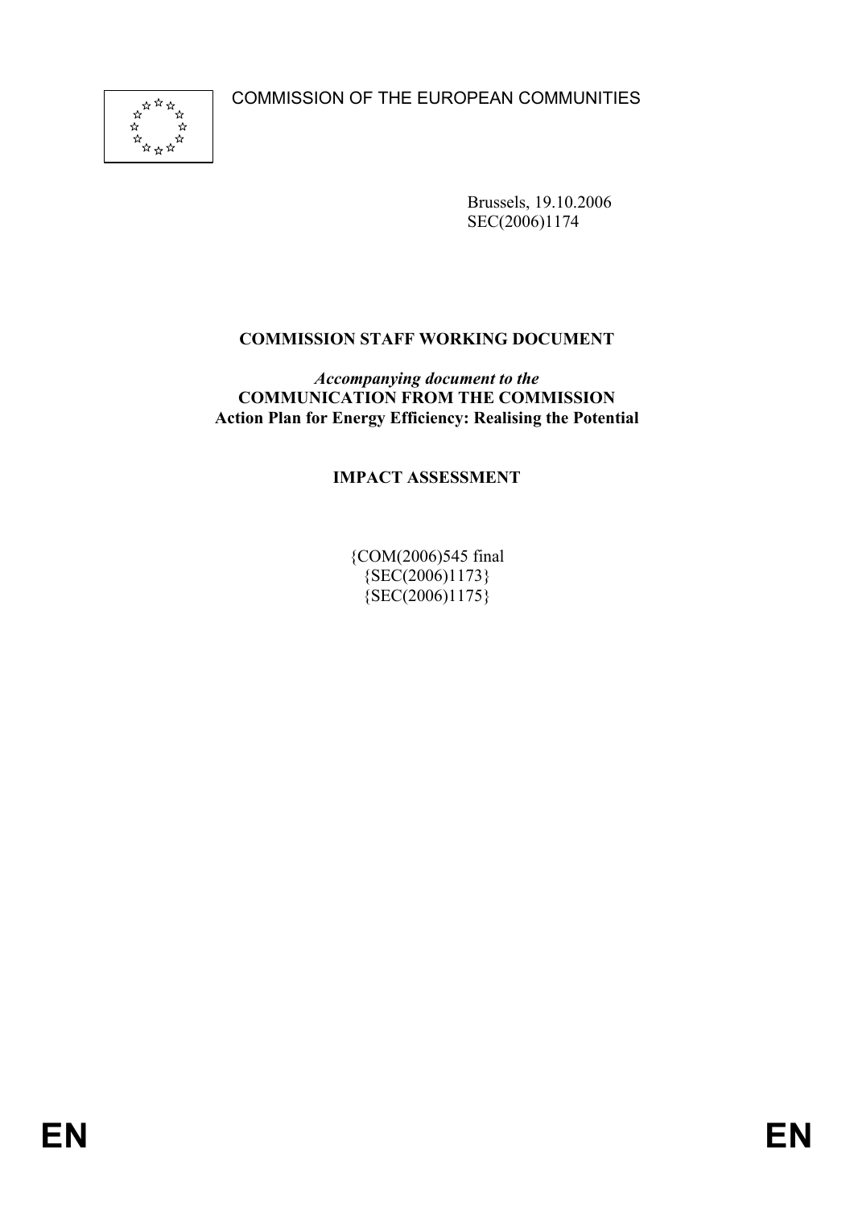COMMISSION OF THE EUROPEAN COMMUNITIES

Brussels, 19.10.2006
SEC(2006)1174

**COMMISSION STAFF WORKING DOCUMENT**

*Accompanying document to the*
**COMMUNICATION FROM THE COMMISSION**
**Action Plan for Energy Efficiency: Realising the Potential**

**IMPACT ASSESSMENT**

{COM(2006)545 final
{SEC(2006)1173}
{SEC(2006)1175}

EN EN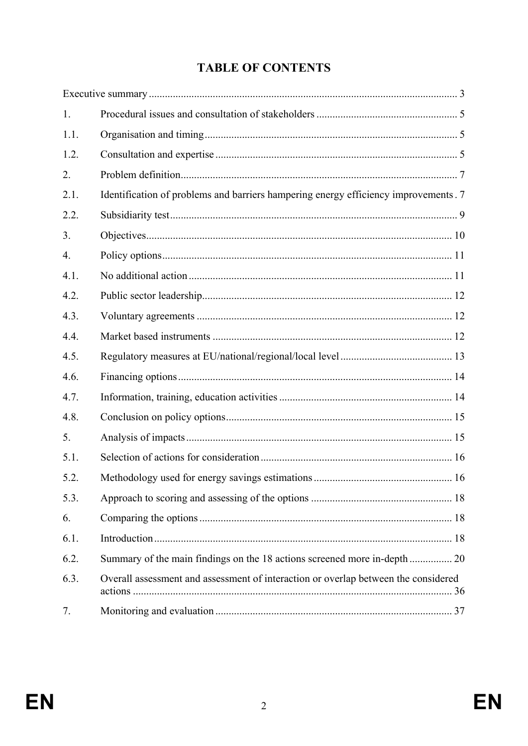## TABLE OF CONTENTS

| | | |
|---|---|---|
| Executive summary | | 3 |
| 1. | Procedural issues and consultation of stakeholders | 5 |
| 1.1. | Organisation and timing | 5 |
| 1.2. | Consultation and expertise | 5 |
| 2. | Problem definition | 7 |
| 2.1. | Identification of problems and barriers hampering energy efficiency improvements | 7 |
| 2.2. | Subsidiarity test | 9 |
| 3. | Objectives | 10 |
| 4. | Policy options | 11 |
| 4.1. | No additional action | 11 |
| 4.2. | Public sector leadership | 12 |
| 4.3. | Voluntary agreements | 12 |
| 4.4. | Market based instruments | 12 |
| 4.5. | Regulatory measures at EU/national/regional/local level | 13 |
| 4.6. | Financing options | 14 |
| 4.7. | Information, training, education activities | 14 |
| 4.8. | Conclusion on policy options | 15 |
| 5. | Analysis of impacts | 15 |
| 5.1. | Selection of actions for consideration | 16 |
| 5.2. | Methodology used for energy savings estimations | 16 |
| 5.3. | Approach to scoring and assessing of the options | 18 |
| 6. | Comparing the options | 18 |
| 6.1. | Introduction | 18 |
| 6.2. | Summary of the main findings on the 18 actions screened more in-depth | 20 |
| 6.3. | Overall assessment and assessment of interaction or overlap between the considered actions | 36 |
| 7. | Monitoring and evaluation | 37 |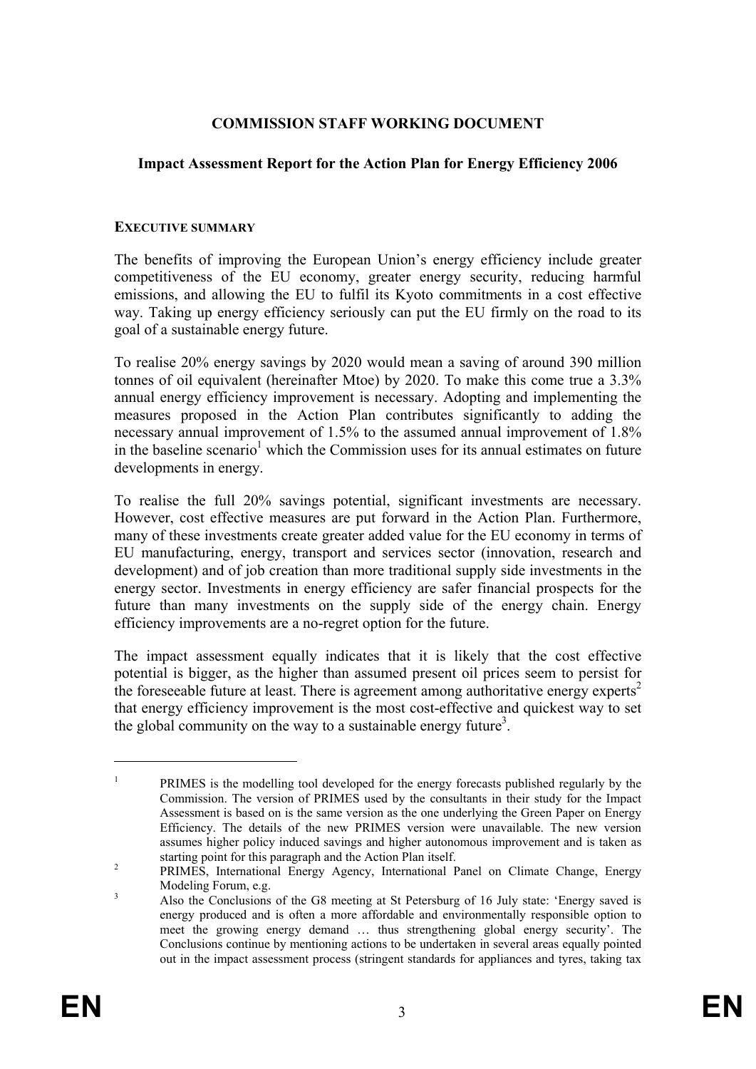**COMMISSION STAFF WORKING DOCUMENT**

**Impact Assessment Report for the Action Plan for Energy Efficiency 2006**

**EXECUTIVE SUMMARY**

The benefits of improving the European Union's energy efficiency include greater competitiveness of the EU economy, greater energy security, reducing harmful emissions, and allowing the EU to fulfil its Kyoto commitments in a cost effective way. Taking up energy efficiency seriously can put the EU firmly on the road to its goal of a sustainable energy future.

To realise 20% energy savings by 2020 would mean a saving of around 390 million tonnes of oil equivalent (hereinafter Mtoe) by 2020. To make this come true a 3.3% annual energy efficiency improvement is necessary. Adopting and implementing the measures proposed in the Action Plan contributes significantly to adding the necessary annual improvement of 1.5% to the assumed annual improvement of 1.8% in the baseline scenario[1] which the Commission uses for its annual estimates on future developments in energy.

To realise the full 20% savings potential, significant investments are necessary. However, cost effective measures are put forward in the Action Plan. Furthermore, many of these investments create greater added value for the EU economy in terms of EU manufacturing, energy, transport and services sector (innovation, research and development) and of job creation than more traditional supply side investments in the energy sector. Investments in energy efficiency are safer financial prospects for the future than many investments on the supply side of the energy chain. Energy efficiency improvements are a no-regret option for the future.

The impact assessment equally indicates that it is likely that the cost effective potential is bigger, as the higher than assumed present oil prices seem to persist for the foreseeable future at least. There is agreement among authoritative energy experts[2] that energy efficiency improvement is the most cost-effective and quickest way to set the global community on the way to a sustainable energy future[3].

---

[1] PRIMES is the modelling tool developed for the energy forecasts published regularly by the Commission. The version of PRIMES used by the consultants in their study for the Impact Assessment is based on is the same version as the one underlying the Green Paper on Energy Efficiency. The details of the new PRIMES version were unavailable. The new version assumes higher policy induced savings and higher autonomous improvement and is taken as starting point for this paragraph and the Action Plan itself.

[2] PRIMES, International Energy Agency, International Panel on Climate Change, Energy Modeling Forum, e.g.

[3] Also the Conclusions of the G8 meeting at St Petersburg of 16 July state: 'Energy saved is energy produced and is often a more affordable and environmentally responsible option to meet the growing energy demand … thus strengthening global energy security'. The Conclusions continue by mentioning actions to be undertaken in several areas equally pointed out in the impact assessment process (stringent standards for appliances and tyres, taking tax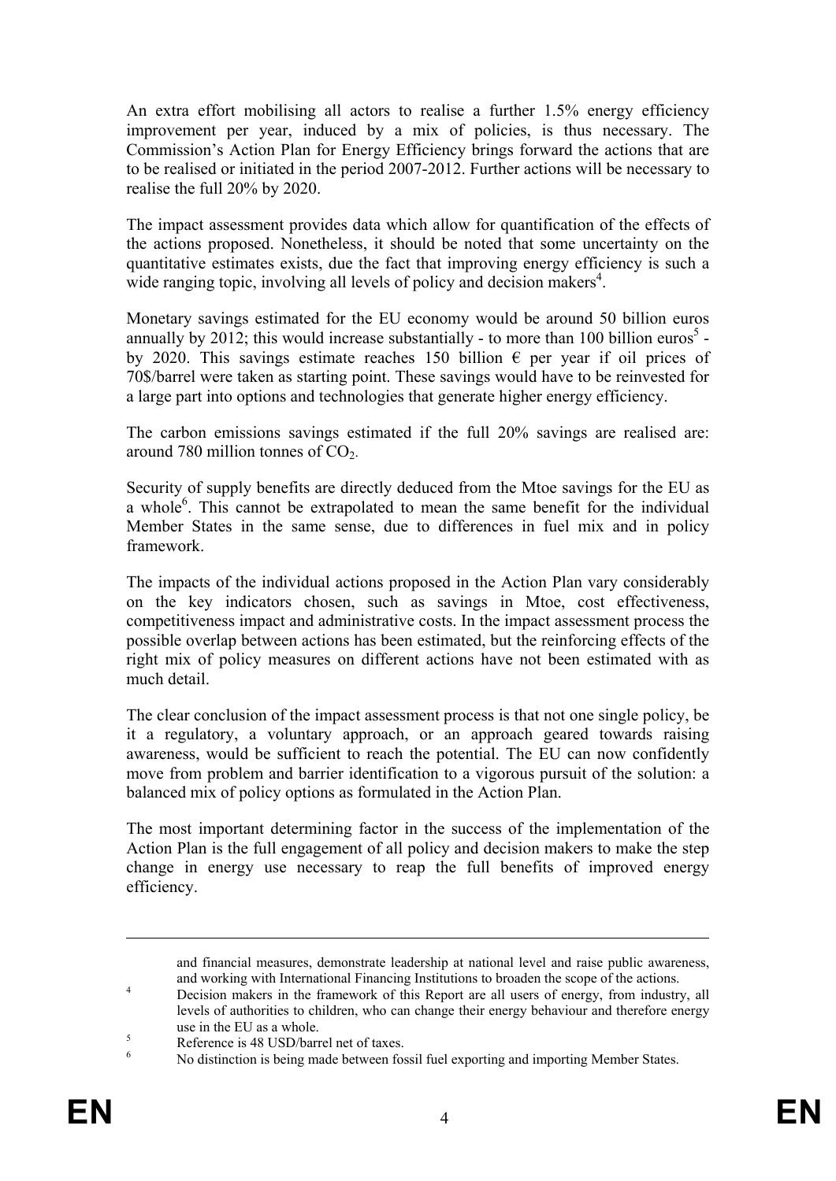An extra effort mobilising all actors to realise a further 1.5% energy efficiency improvement per year, induced by a mix of policies, is thus necessary. The Commission's Action Plan for Energy Efficiency brings forward the actions that are to be realised or initiated in the period 2007-2012. Further actions will be necessary to realise the full 20% by 2020.

The impact assessment provides data which allow for quantification of the effects of the actions proposed. Nonetheless, it should be noted that some uncertainty on the quantitative estimates exists, due the fact that improving energy efficiency is such a wide ranging topic, involving all levels of policy and decision makers[4].

Monetary savings estimated for the EU economy would be around 50 billion euros annually by 2012; this would increase substantially - to more than 100 billion euros[5] - by 2020. This savings estimate reaches 150 billion € per year if oil prices of 70$/barrel were taken as starting point. These savings would have to be reinvested for a large part into options and technologies that generate higher energy efficiency.

The carbon emissions savings estimated if the full 20% savings are realised are: around 780 million tonnes of $CO_2$.

Security of supply benefits are directly deduced from the Mtoe savings for the EU as a whole[6]. This cannot be extrapolated to mean the same benefit for the individual Member States in the same sense, due to differences in fuel mix and in policy framework.

The impacts of the individual actions proposed in the Action Plan vary considerably on the key indicators chosen, such as savings in Mtoe, cost effectiveness, competitiveness impact and administrative costs. In the impact assessment process the possible overlap between actions has been estimated, but the reinforcing effects of the right mix of policy measures on different actions have not been estimated with as much detail.

The clear conclusion of the impact assessment process is that not one single policy, be it a regulatory, a voluntary approach, or an approach geared towards raising awareness, would be sufficient to reach the potential. The EU can now confidently move from problem and barrier identification to a vigorous pursuit of the solution: a balanced mix of policy options as formulated in the Action Plan.

The most important determining factor in the success of the implementation of the Action Plan is the full engagement of all policy and decision makers to make the step change in energy use necessary to reap the full benefits of improved energy efficiency.

---

and financial measures, demonstrate leadership at national level and raise public awareness, and working with International Financing Institutions to broaden the scope of the actions.

[4] Decision makers in the framework of this Report are all users of energy, from industry, all levels of authorities to children, who can change their energy behaviour and therefore energy use in the EU as a whole.

[5] Reference is 48 USD/barrel net of taxes.

[6] No distinction is being made between fossil fuel exporting and importing Member States.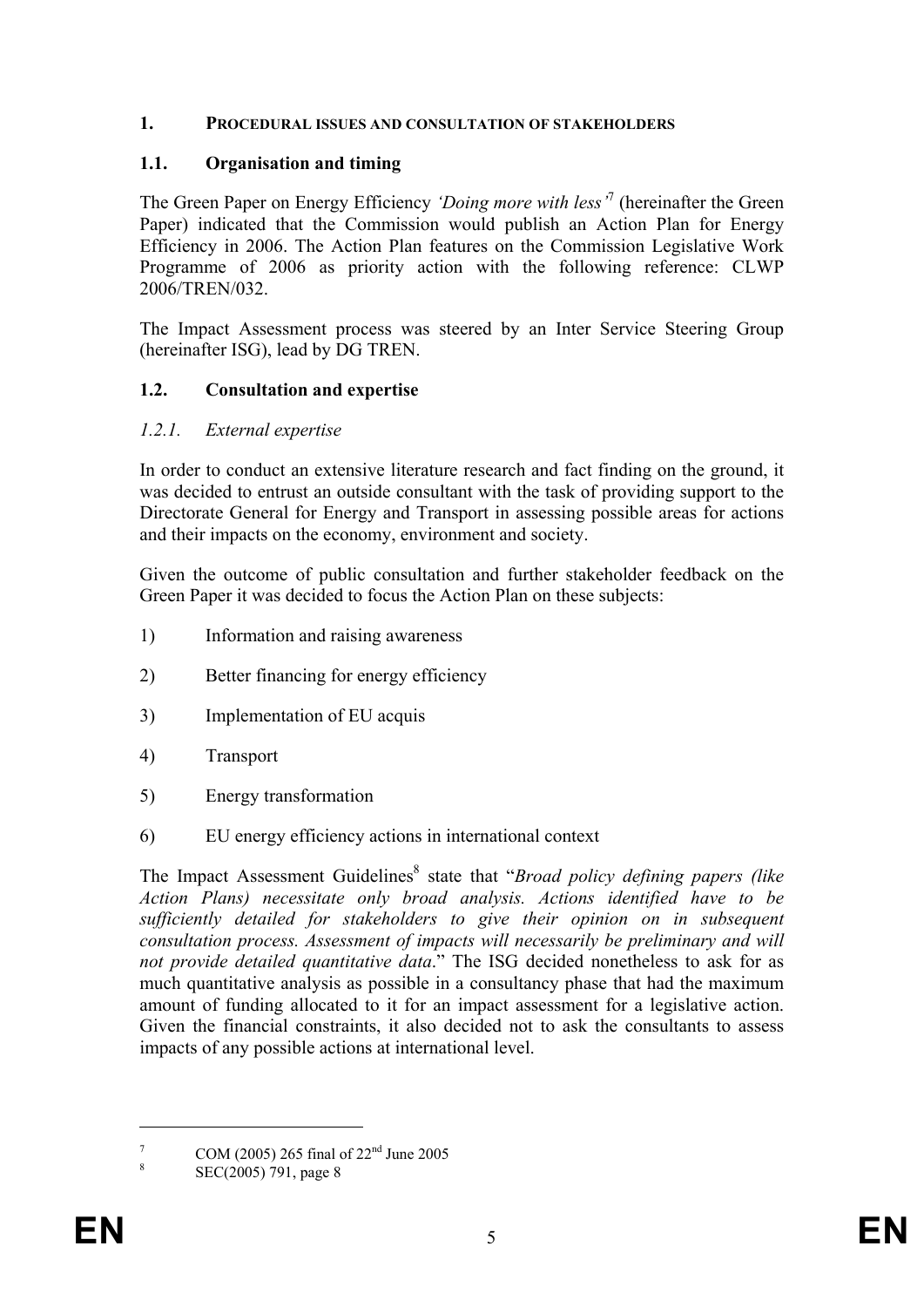# 1. PROCEDURAL ISSUES AND CONSULTATION OF STAKEHOLDERS

## 1.1. Organisation and timing

The Green Paper on Energy Efficiency *'Doing more with less'*[7] (hereinafter the Green Paper) indicated that the Commission would publish an Action Plan for Energy Efficiency in 2006. The Action Plan features on the Commission Legislative Work Programme of 2006 as priority action with the following reference: CLWP 2006/TREN/032.

The Impact Assessment process was steered by an Inter Service Steering Group (hereinafter ISG), lead by DG TREN.

## 1.2. Consultation and expertise

### *1.2.1. External expertise*

In order to conduct an extensive literature research and fact finding on the ground, it was decided to entrust an outside consultant with the task of providing support to the Directorate General for Energy and Transport in assessing possible areas for actions and their impacts on the economy, environment and society.

Given the outcome of public consultation and further stakeholder feedback on the Green Paper it was decided to focus the Action Plan on these subjects:

1) Information and raising awareness

2) Better financing for energy efficiency

3) Implementation of EU acquis

4) Transport

5) Energy transformation

6) EU energy efficiency actions in international context

The Impact Assessment Guidelines[8] state that "*Broad policy defining papers (like Action Plans) necessitate only broad analysis. Actions identified have to be sufficiently detailed for stakeholders to give their opinion on in subsequent consultation process. Assessment of impacts will necessarily be preliminary and will not provide detailed quantitative data*." The ISG decided nonetheless to ask for as much quantitative analysis as possible in a consultancy phase that had the maximum amount of funding allocated to it for an impact assessment for a legislative action. Given the financial constraints, it also decided not to ask the consultants to assess impacts of any possible actions at international level.

---

[7] COM (2005) 265 final of 22nd June 2005

[8] SEC(2005) 791, page 8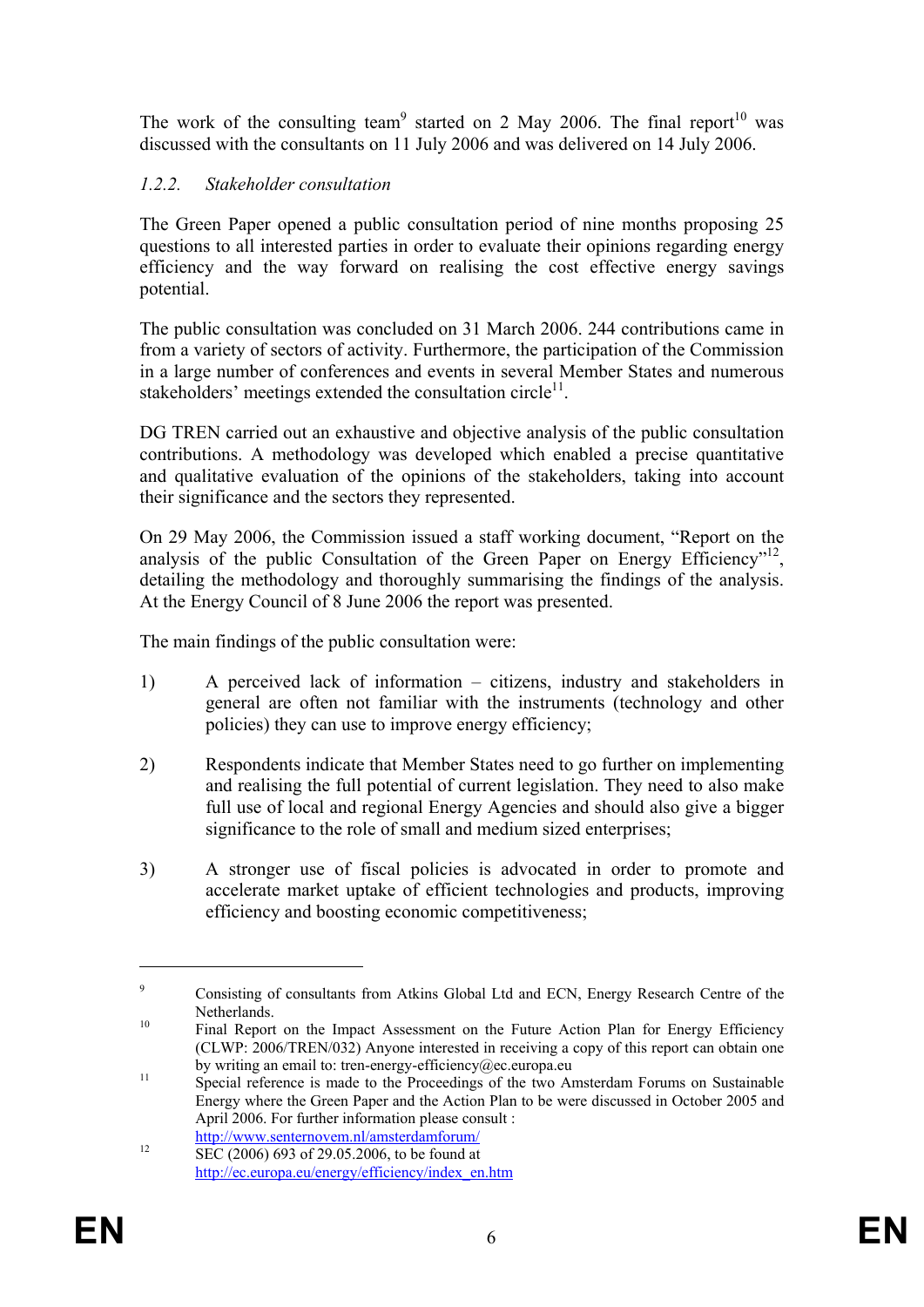The work of the consulting team[9] started on 2 May 2006. The final report[10] was discussed with the consultants on 11 July 2006 and was delivered on 14 July 2006.

### *1.2.2. Stakeholder consultation*

The Green Paper opened a public consultation period of nine months proposing 25 questions to all interested parties in order to evaluate their opinions regarding energy efficiency and the way forward on realising the cost effective energy savings potential.

The public consultation was concluded on 31 March 2006. 244 contributions came in from a variety of sectors of activity. Furthermore, the participation of the Commission in a large number of conferences and events in several Member States and numerous stakeholders' meetings extended the consultation circle[11].

DG TREN carried out an exhaustive and objective analysis of the public consultation contributions. A methodology was developed which enabled a precise quantitative and qualitative evaluation of the opinions of the stakeholders, taking into account their significance and the sectors they represented.

On 29 May 2006, the Commission issued a staff working document, "Report on the analysis of the public Consultation of the Green Paper on Energy Efficiency"[12], detailing the methodology and thoroughly summarising the findings of the analysis. At the Energy Council of 8 June 2006 the report was presented.

The main findings of the public consultation were:

1) A perceived lack of information – citizens, industry and stakeholders in general are often not familiar with the instruments (technology and other policies) they can use to improve energy efficiency;

2) Respondents indicate that Member States need to go further on implementing and realising the full potential of current legislation. They need to also make full use of local and regional Energy Agencies and should also give a bigger significance to the role of small and medium sized enterprises;

3) A stronger use of fiscal policies is advocated in order to promote and accelerate market uptake of efficient technologies and products, improving efficiency and boosting economic competitiveness;

---

[9] Consisting of consultants from Atkins Global Ltd and ECN, Energy Research Centre of the Netherlands.

[10] Final Report on the Impact Assessment on the Future Action Plan for Energy Efficiency (CLWP: 2006/TREN/032) Anyone interested in receiving a copy of this report can obtain one by writing an email to: tren-energy-efficiency@ec.europa.eu

[11] Special reference is made to the Proceedings of the two Amsterdam Forums on Sustainable Energy where the Green Paper and the Action Plan to be were discussed in October 2005 and April 2006. For further information please consult : http://www.senternovem.nl/amsterdamforum/

[12] SEC (2006) 693 of 29.05.2006, to be found at http://ec.europa.eu/energy/efficiency/index_en.htm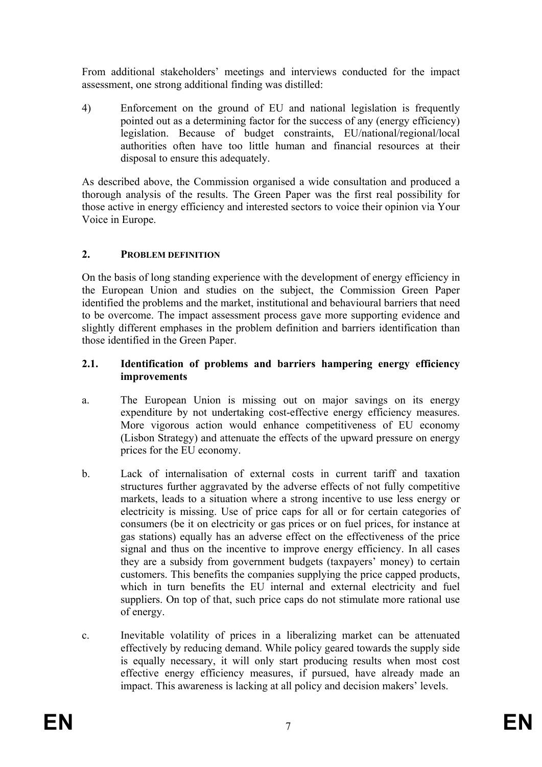From additional stakeholders' meetings and interviews conducted for the impact assessment, one strong additional finding was distilled:

4) Enforcement on the ground of EU and national legislation is frequently pointed out as a determining factor for the success of any (energy efficiency) legislation. Because of budget constraints, EU/national/regional/local authorities often have too little human and financial resources at their disposal to ensure this adequately.

As described above, the Commission organised a wide consultation and produced a thorough analysis of the results. The Green Paper was the first real possibility for those active in energy efficiency and interested sectors to voice their opinion via Your Voice in Europe.

## 2. PROBLEM DEFINITION

On the basis of long standing experience with the development of energy efficiency in the European Union and studies on the subject, the Commission Green Paper identified the problems and the market, institutional and behavioural barriers that need to be overcome. The impact assessment process gave more supporting evidence and slightly different emphases in the problem definition and barriers identification than those identified in the Green Paper.

### 2.1. Identification of problems and barriers hampering energy efficiency improvements

a. The European Union is missing out on major savings on its energy expenditure by not undertaking cost-effective energy efficiency measures. More vigorous action would enhance competitiveness of EU economy (Lisbon Strategy) and attenuate the effects of the upward pressure on energy prices for the EU economy.

b. Lack of internalisation of external costs in current tariff and taxation structures further aggravated by the adverse effects of not fully competitive markets, leads to a situation where a strong incentive to use less energy or electricity is missing. Use of price caps for all or for certain categories of consumers (be it on electricity or gas prices or on fuel prices, for instance at gas stations) equally has an adverse effect on the effectiveness of the price signal and thus on the incentive to improve energy efficiency. In all cases they are a subsidy from government budgets (taxpayers' money) to certain customers. This benefits the companies supplying the price capped products, which in turn benefits the EU internal and external electricity and fuel suppliers. On top of that, such price caps do not stimulate more rational use of energy.

c. Inevitable volatility of prices in a liberalizing market can be attenuated effectively by reducing demand. While policy geared towards the supply side is equally necessary, it will only start producing results when most cost effective energy efficiency measures, if pursued, have already made an impact. This awareness is lacking at all policy and decision makers' levels.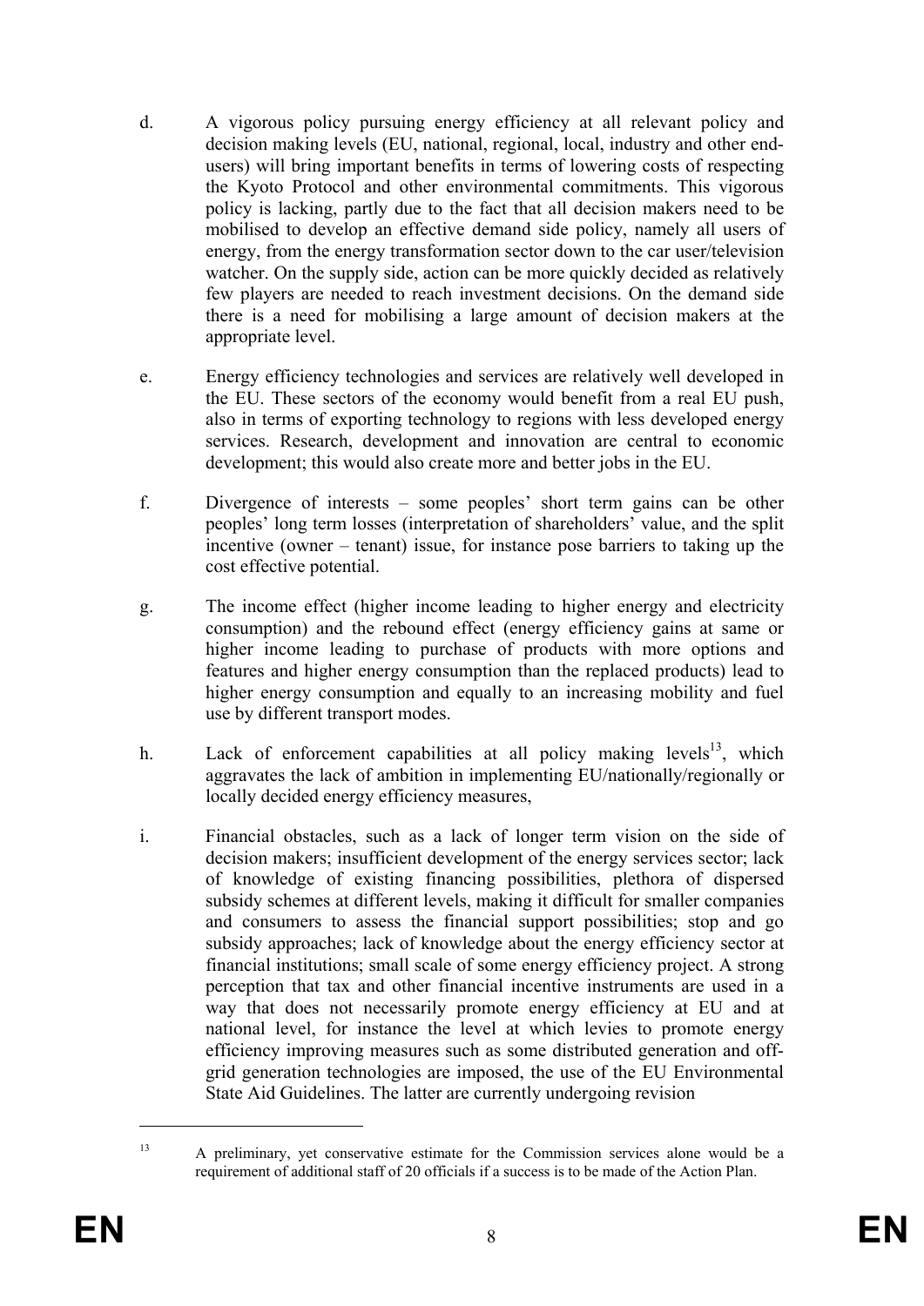d. A vigorous policy pursuing energy efficiency at all relevant policy and decision making levels (EU, national, regional, local, industry and other end-users) will bring important benefits in terms of lowering costs of respecting the Kyoto Protocol and other environmental commitments. This vigorous policy is lacking, partly due to the fact that all decision makers need to be mobilised to develop an effective demand side policy, namely all users of energy, from the energy transformation sector down to the car user/television watcher. On the supply side, action can be more quickly decided as relatively few players are needed to reach investment decisions. On the demand side there is a need for mobilising a large amount of decision makers at the appropriate level.

e. Energy efficiency technologies and services are relatively well developed in the EU. These sectors of the economy would benefit from a real EU push, also in terms of exporting technology to regions with less developed energy services. Research, development and innovation are central to economic development; this would also create more and better jobs in the EU.

f. Divergence of interests – some peoples' short term gains can be other peoples' long term losses (interpretation of shareholders' value, and the split incentive (owner – tenant) issue, for instance pose barriers to taking up the cost effective potential.

g. The income effect (higher income leading to higher energy and electricity consumption) and the rebound effect (energy efficiency gains at same or higher income leading to purchase of products with more options and features and higher energy consumption than the replaced products) lead to higher energy consumption and equally to an increasing mobility and fuel use by different transport modes.

h. Lack of enforcement capabilities at all policy making levels[13], which aggravates the lack of ambition in implementing EU/nationally/regionally or locally decided energy efficiency measures,

i. Financial obstacles, such as a lack of longer term vision on the side of decision makers; insufficient development of the energy services sector; lack of knowledge of existing financing possibilities, plethora of dispersed subsidy schemes at different levels, making it difficult for smaller companies and consumers to assess the financial support possibilities; stop and go subsidy approaches; lack of knowledge about the energy efficiency sector at financial institutions; small scale of some energy efficiency project. A strong perception that tax and other financial incentive instruments are used in a way that does not necessarily promote energy efficiency at EU and at national level, for instance the level at which levies to promote energy efficiency improving measures such as some distributed generation and off-grid generation technologies are imposed, the use of the EU Environmental State Aid Guidelines. The latter are currently undergoing revision

---

[13] A preliminary, yet conservative estimate for the Commission services alone would be a requirement of additional staff of 20 officials if a success is to be made of the Action Plan.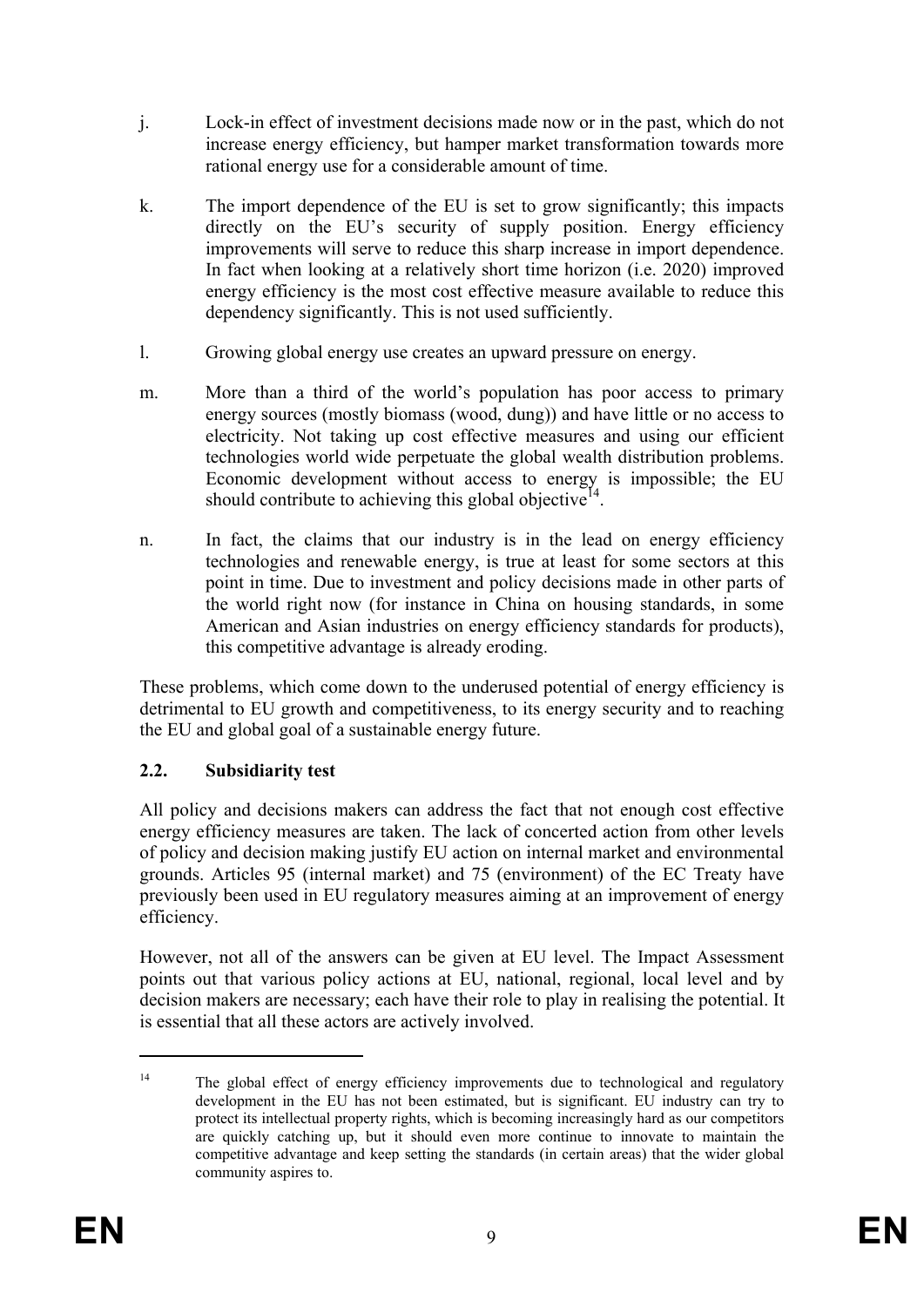j. Lock-in effect of investment decisions made now or in the past, which do not increase energy efficiency, but hamper market transformation towards more rational energy use for a considerable amount of time.

k. The import dependence of the EU is set to grow significantly; this impacts directly on the EU's security of supply position. Energy efficiency improvements will serve to reduce this sharp increase in import dependence. In fact when looking at a relatively short time horizon (i.e. 2020) improved energy efficiency is the most cost effective measure available to reduce this dependency significantly. This is not used sufficiently.

l. Growing global energy use creates an upward pressure on energy.

m. More than a third of the world's population has poor access to primary energy sources (mostly biomass (wood, dung)) and have little or no access to electricity. Not taking up cost effective measures and using our efficient technologies world wide perpetuate the global wealth distribution problems. Economic development without access to energy is impossible; the EU should contribute to achieving this global objective[14].

n. In fact, the claims that our industry is in the lead on energy efficiency technologies and renewable energy, is true at least for some sectors at this point in time. Due to investment and policy decisions made in other parts of the world right now (for instance in China on housing standards, in some American and Asian industries on energy efficiency standards for products), this competitive advantage is already eroding.

These problems, which come down to the underused potential of energy efficiency is detrimental to EU growth and competitiveness, to its energy security and to reaching the EU and global goal of a sustainable energy future.

## 2.2. Subsidiarity test

All policy and decisions makers can address the fact that not enough cost effective energy efficiency measures are taken. The lack of concerted action from other levels of policy and decision making justify EU action on internal market and environmental grounds. Articles 95 (internal market) and 75 (environment) of the EC Treaty have previously been used in EU regulatory measures aiming at an improvement of energy efficiency.

However, not all of the answers can be given at EU level. The Impact Assessment points out that various policy actions at EU, national, regional, local level and by decision makers are necessary; each have their role to play in realising the potential. It is essential that all these actors are actively involved.

---

[14] The global effect of energy efficiency improvements due to technological and regulatory development in the EU has not been estimated, but is significant. EU industry can try to protect its intellectual property rights, which is becoming increasingly hard as our competitors are quickly catching up, but it should even more continue to innovate to maintain the competitive advantage and keep setting the standards (in certain areas) that the wider global community aspires to.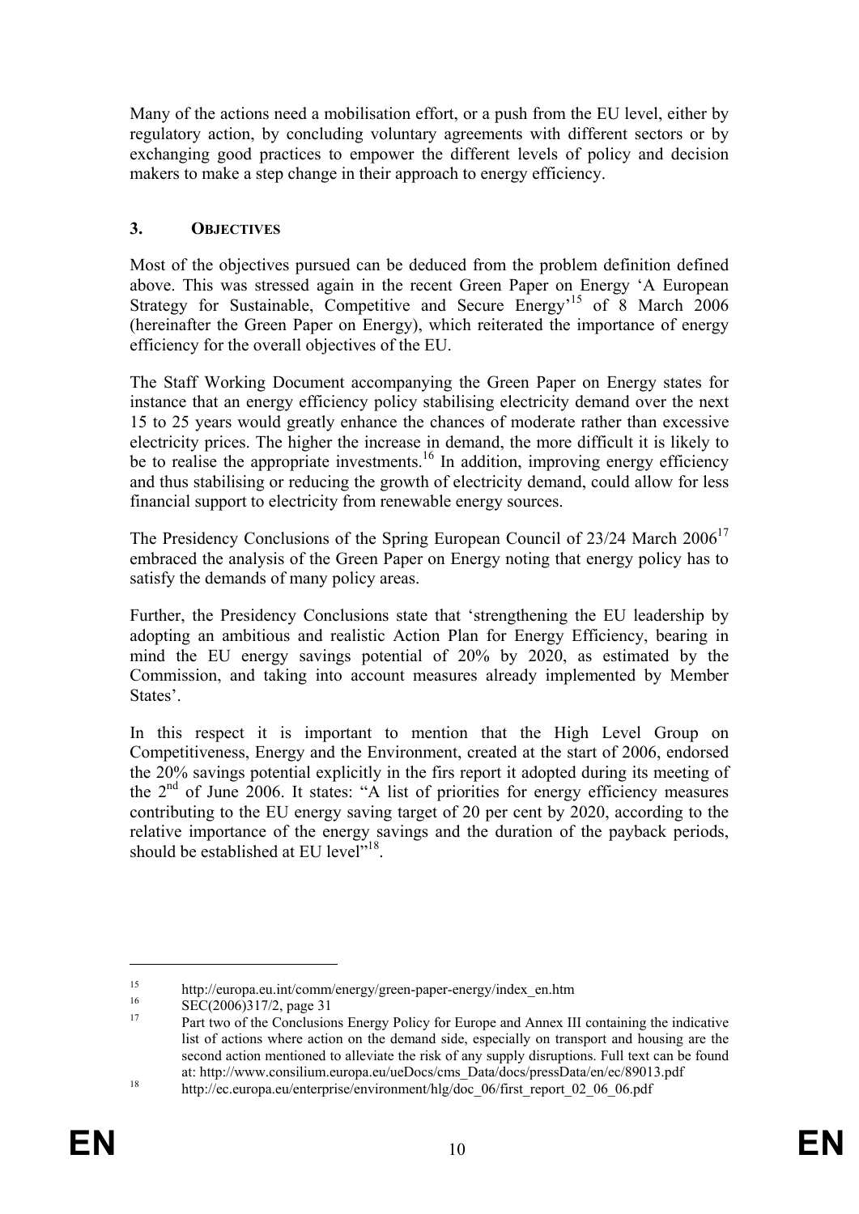Many of the actions need a mobilisation effort, or a push from the EU level, either by regulatory action, by concluding voluntary agreements with different sectors or by exchanging good practices to empower the different levels of policy and decision makers to make a step change in their approach to energy efficiency.

## 3. OBJECTIVES

Most of the objectives pursued can be deduced from the problem definition defined above. This was stressed again in the recent Green Paper on Energy 'A European Strategy for Sustainable, Competitive and Secure Energy'[15] of 8 March 2006 (hereinafter the Green Paper on Energy), which reiterated the importance of energy efficiency for the overall objectives of the EU.

The Staff Working Document accompanying the Green Paper on Energy states for instance that an energy efficiency policy stabilising electricity demand over the next 15 to 25 years would greatly enhance the chances of moderate rather than excessive electricity prices. The higher the increase in demand, the more difficult it is likely to be to realise the appropriate investments.[16] In addition, improving energy efficiency and thus stabilising or reducing the growth of electricity demand, could allow for less financial support to electricity from renewable energy sources.

The Presidency Conclusions of the Spring European Council of 23/24 March 2006[17] embraced the analysis of the Green Paper on Energy noting that energy policy has to satisfy the demands of many policy areas.

Further, the Presidency Conclusions state that 'strengthening the EU leadership by adopting an ambitious and realistic Action Plan for Energy Efficiency, bearing in mind the EU energy savings potential of 20% by 2020, as estimated by the Commission, and taking into account measures already implemented by Member States'.

In this respect it is important to mention that the High Level Group on Competitiveness, Energy and the Environment, created at the start of 2006, endorsed the 20% savings potential explicitly in the firs report it adopted during its meeting of the 2nd of June 2006. It states: "A list of priorities for energy efficiency measures contributing to the EU energy saving target of 20 per cent by 2020, according to the relative importance of the energy savings and the duration of the payback periods, should be established at EU level"[18].

---

[15] http://europa.eu.int/comm/energy/green-paper-energy/index_en.htm

[16] SEC(2006)317/2, page 31

[17] Part two of the Conclusions Energy Policy for Europe and Annex III containing the indicative list of actions where action on the demand side, especially on transport and housing are the second action mentioned to alleviate the risk of any supply disruptions. Full text can be found at: http://www.consilium.europa.eu/ueDocs/cms_Data/docs/pressData/en/ec/89013.pdf

[18] http://ec.europa.eu/enterprise/environment/hlg/doc_06/first_report_02_06_06.pdf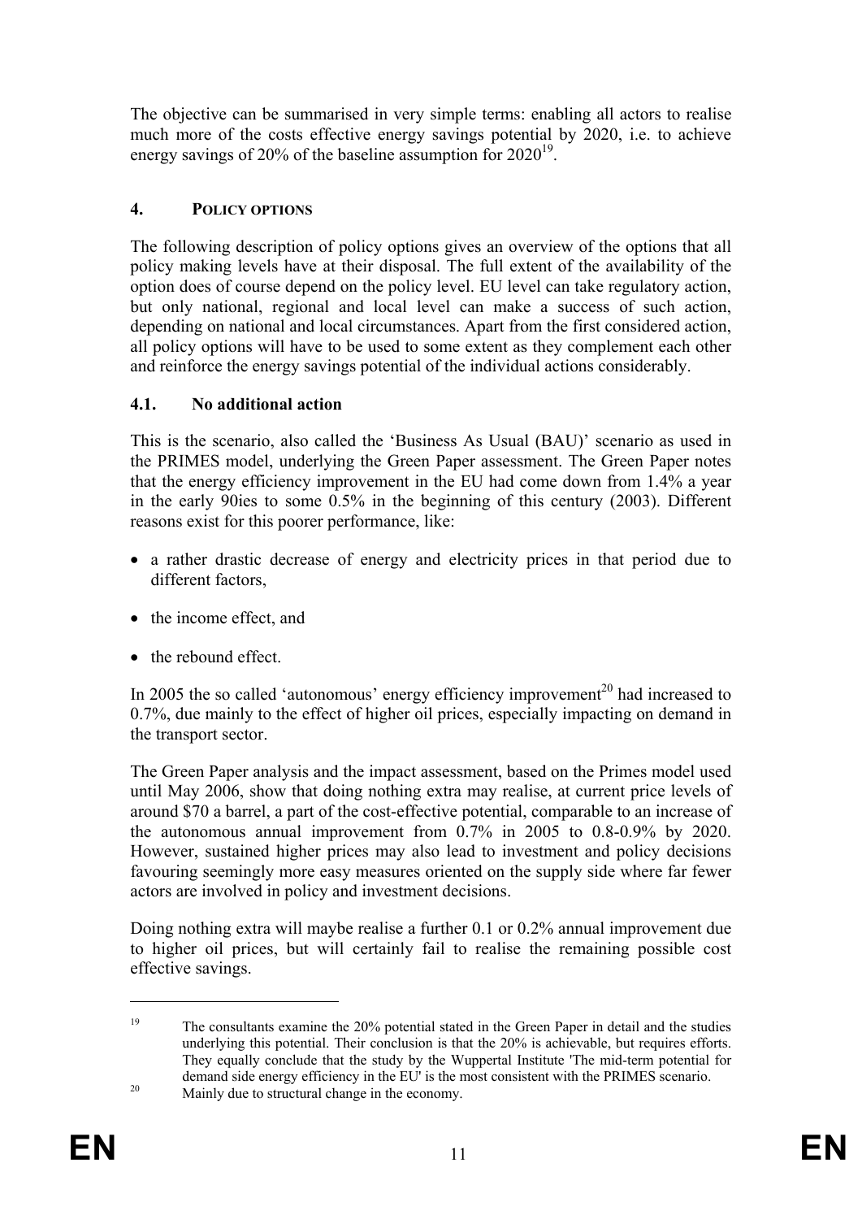The objective can be summarised in very simple terms: enabling all actors to realise much more of the costs effective energy savings potential by 2020, i.e. to achieve energy savings of 20% of the baseline assumption for 2020[19].

## 4. POLICY OPTIONS

The following description of policy options gives an overview of the options that all policy making levels have at their disposal. The full extent of the availability of the option does of course depend on the policy level. EU level can take regulatory action, but only national, regional and local level can make a success of such action, depending on national and local circumstances. Apart from the first considered action, all policy options will have to be used to some extent as they complement each other and reinforce the energy savings potential of the individual actions considerably.

### 4.1. No additional action

This is the scenario, also called the 'Business As Usual (BAU)' scenario as used in the PRIMES model, underlying the Green Paper assessment. The Green Paper notes that the energy efficiency improvement in the EU had come down from 1.4% a year in the early 90ies to some 0.5% in the beginning of this century (2003). Different reasons exist for this poorer performance, like:

- a rather drastic decrease of energy and electricity prices in that period due to different factors,
- the income effect, and
- the rebound effect.

In 2005 the so called 'autonomous' energy efficiency improvement[20] had increased to 0.7%, due mainly to the effect of higher oil prices, especially impacting on demand in the transport sector.

The Green Paper analysis and the impact assessment, based on the Primes model used until May 2006, show that doing nothing extra may realise, at current price levels of around $70 a barrel, a part of the cost-effective potential, comparable to an increase of the autonomous annual improvement from 0.7% in 2005 to 0.8-0.9% by 2020. However, sustained higher prices may also lead to investment and policy decisions favouring seemingly more easy measures oriented on the supply side where far fewer actors are involved in policy and investment decisions.

Doing nothing extra will maybe realise a further 0.1 or 0.2% annual improvement due to higher oil prices, but will certainly fail to realise the remaining possible cost effective savings.

---

[19] The consultants examine the 20% potential stated in the Green Paper in detail and the studies underlying this potential. Their conclusion is that the 20% is achievable, but requires efforts. They equally conclude that the study by the Wuppertal Institute 'The mid-term potential for demand side energy efficiency in the EU' is the most consistent with the PRIMES scenario.

[20] Mainly due to structural change in the economy.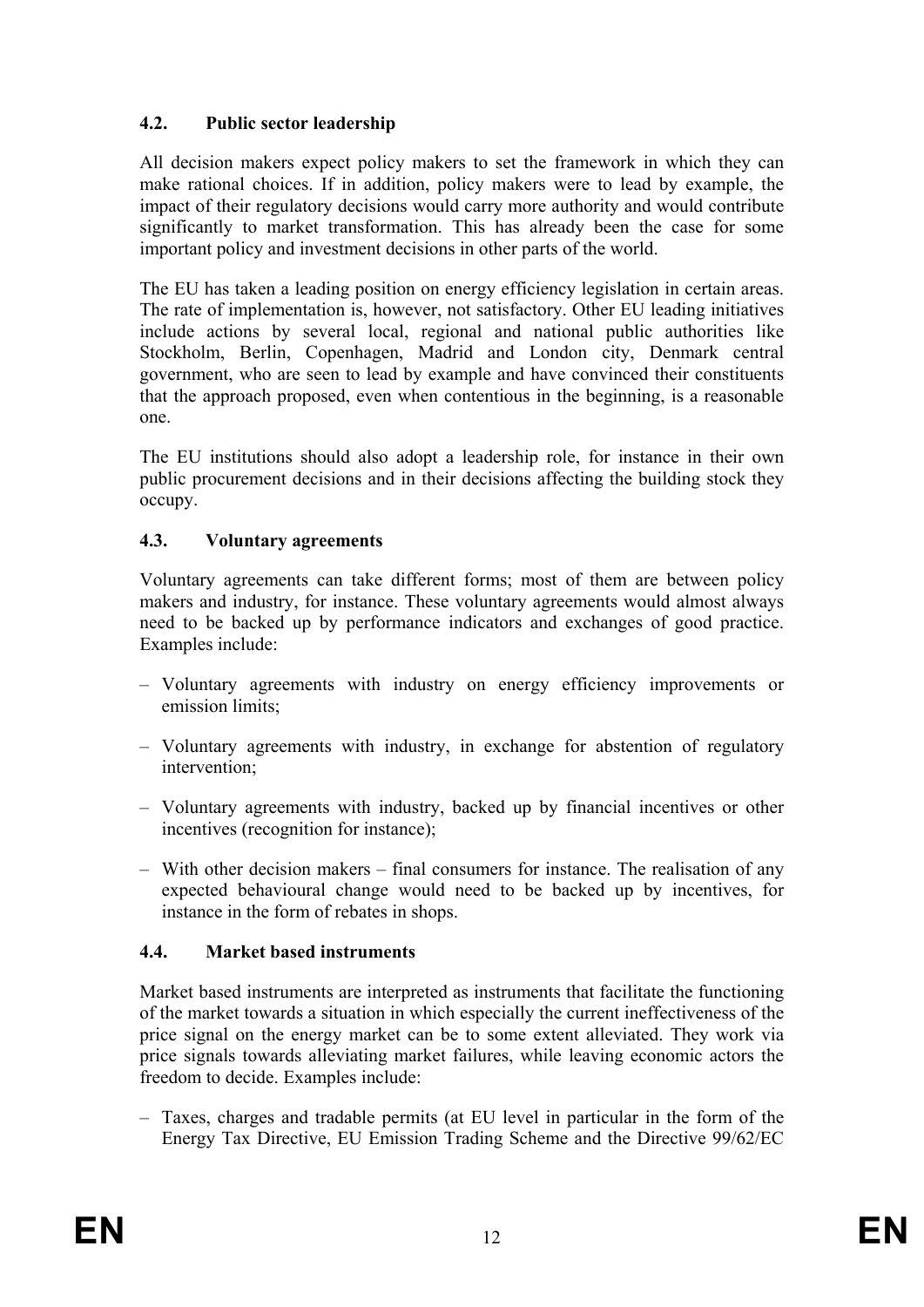### 4.2. Public sector leadership

All decision makers expect policy makers to set the framework in which they can make rational choices. If in addition, policy makers were to lead by example, the impact of their regulatory decisions would carry more authority and would contribute significantly to market transformation. This has already been the case for some important policy and investment decisions in other parts of the world.

The EU has taken a leading position on energy efficiency legislation in certain areas. The rate of implementation is, however, not satisfactory. Other EU leading initiatives include actions by several local, regional and national public authorities like Stockholm, Berlin, Copenhagen, Madrid and London city, Denmark central government, who are seen to lead by example and have convinced their constituents that the approach proposed, even when contentious in the beginning, is a reasonable one.

The EU institutions should also adopt a leadership role, for instance in their own public procurement decisions and in their decisions affecting the building stock they occupy.

### 4.3. Voluntary agreements

Voluntary agreements can take different forms; most of them are between policy makers and industry, for instance. These voluntary agreements would almost always need to be backed up by performance indicators and exchanges of good practice. Examples include:

- Voluntary agreements with industry on energy efficiency improvements or emission limits;
- Voluntary agreements with industry, in exchange for abstention of regulatory intervention;
- Voluntary agreements with industry, backed up by financial incentives or other incentives (recognition for instance);
- With other decision makers – final consumers for instance. The realisation of any expected behavioural change would need to be backed up by incentives, for instance in the form of rebates in shops.

### 4.4. Market based instruments

Market based instruments are interpreted as instruments that facilitate the functioning of the market towards a situation in which especially the current ineffectiveness of the price signal on the energy market can be to some extent alleviated. They work via price signals towards alleviating market failures, while leaving economic actors the freedom to decide. Examples include:

- Taxes, charges and tradable permits (at EU level in particular in the form of the Energy Tax Directive, EU Emission Trading Scheme and the Directive 99/62/EC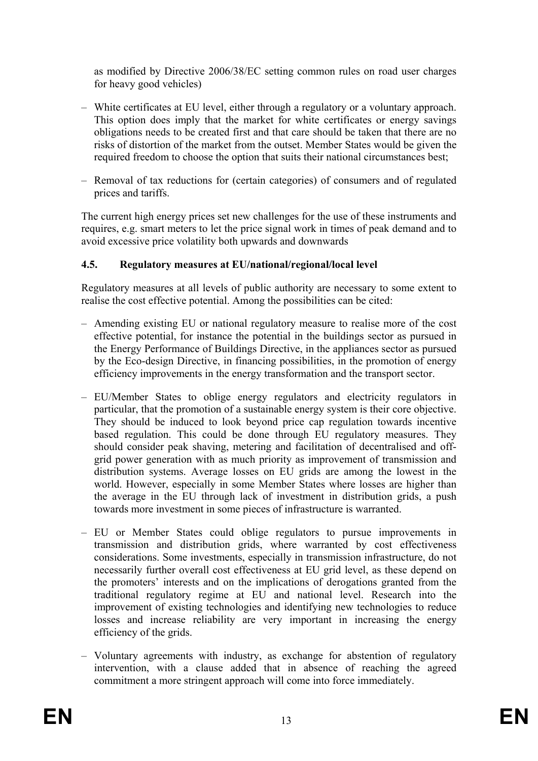as modified by Directive 2006/38/EC setting common rules on road user charges for heavy good vehicles)

- White certificates at EU level, either through a regulatory or a voluntary approach. This option does imply that the market for white certificates or energy savings obligations needs to be created first and that care should be taken that there are no risks of distortion of the market from the outset. Member States would be given the required freedom to choose the option that suits their national circumstances best;

- Removal of tax reductions for (certain categories) of consumers and of regulated prices and tariffs.

The current high energy prices set new challenges for the use of these instruments and requires, e.g. smart meters to let the price signal work in times of peak demand and to avoid excessive price volatility both upwards and downwards

### 4.5. Regulatory measures at EU/national/regional/local level

Regulatory measures at all levels of public authority are necessary to some extent to realise the cost effective potential. Among the possibilities can be cited:

- Amending existing EU or national regulatory measure to realise more of the cost effective potential, for instance the potential in the buildings sector as pursued in the Energy Performance of Buildings Directive, in the appliances sector as pursued by the Eco-design Directive, in financing possibilities, in the promotion of energy efficiency improvements in the energy transformation and the transport sector.

- EU/Member States to oblige energy regulators and electricity regulators in particular, that the promotion of a sustainable energy system is their core objective. They should be induced to look beyond price cap regulation towards incentive based regulation. This could be done through EU regulatory measures. They should consider peak shaving, metering and facilitation of decentralised and off-grid power generation with as much priority as improvement of transmission and distribution systems. Average losses on EU grids are among the lowest in the world. However, especially in some Member States where losses are higher than the average in the EU through lack of investment in distribution grids, a push towards more investment in some pieces of infrastructure is warranted.

- EU or Member States could oblige regulators to pursue improvements in transmission and distribution grids, where warranted by cost effectiveness considerations. Some investments, especially in transmission infrastructure, do not necessarily further overall cost effectiveness at EU grid level, as these depend on the promoters' interests and on the implications of derogations granted from the traditional regulatory regime at EU and national level. Research into the improvement of existing technologies and identifying new technologies to reduce losses and increase reliability are very important in increasing the energy efficiency of the grids.

- Voluntary agreements with industry, as exchange for abstention of regulatory intervention, with a clause added that in absence of reaching the agreed commitment a more stringent approach will come into force immediately.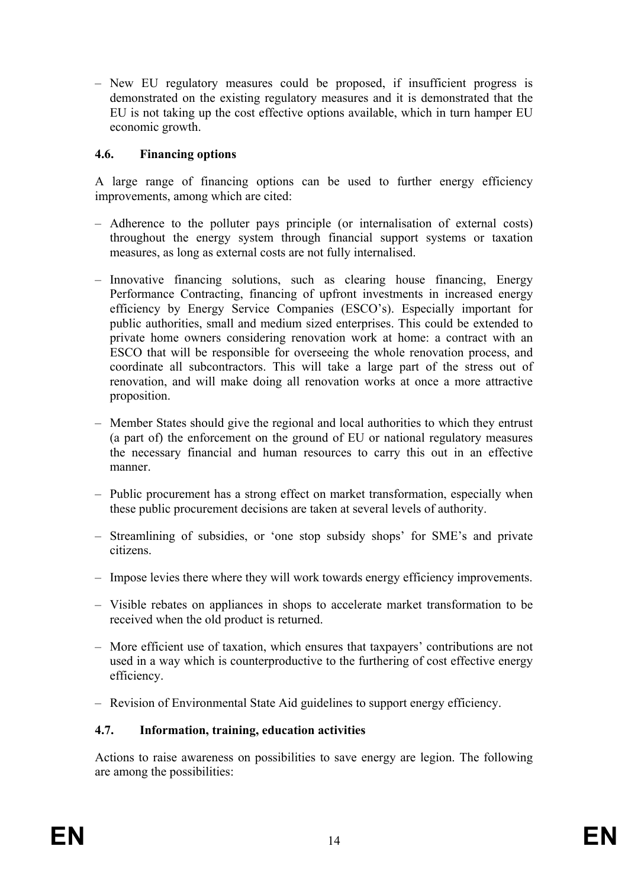– New EU regulatory measures could be proposed, if insufficient progress is demonstrated on the existing regulatory measures and it is demonstrated that the EU is not taking up the cost effective options available, which in turn hamper EU economic growth.

### 4.6. Financing options

A large range of financing options can be used to further energy efficiency improvements, among which are cited:

– Adherence to the polluter pays principle (or internalisation of external costs) throughout the energy system through financial support systems or taxation measures, as long as external costs are not fully internalised.

– Innovative financing solutions, such as clearing house financing, Energy Performance Contracting, financing of upfront investments in increased energy efficiency by Energy Service Companies (ESCO's). Especially important for public authorities, small and medium sized enterprises. This could be extended to private home owners considering renovation work at home: a contract with an ESCO that will be responsible for overseeing the whole renovation process, and coordinate all subcontractors. This will take a large part of the stress out of renovation, and will make doing all renovation works at once a more attractive proposition.

– Member States should give the regional and local authorities to which they entrust (a part of) the enforcement on the ground of EU or national regulatory measures the necessary financial and human resources to carry this out in an effective manner.

– Public procurement has a strong effect on market transformation, especially when these public procurement decisions are taken at several levels of authority.

– Streamlining of subsidies, or 'one stop subsidy shops' for SME's and private citizens.

– Impose levies there where they will work towards energy efficiency improvements.

– Visible rebates on appliances in shops to accelerate market transformation to be received when the old product is returned.

– More efficient use of taxation, which ensures that taxpayers' contributions are not used in a way which is counterproductive to the furthering of cost effective energy efficiency.

– Revision of Environmental State Aid guidelines to support energy efficiency.

### 4.7. Information, training, education activities

Actions to raise awareness on possibilities to save energy are legion. The following are among the possibilities: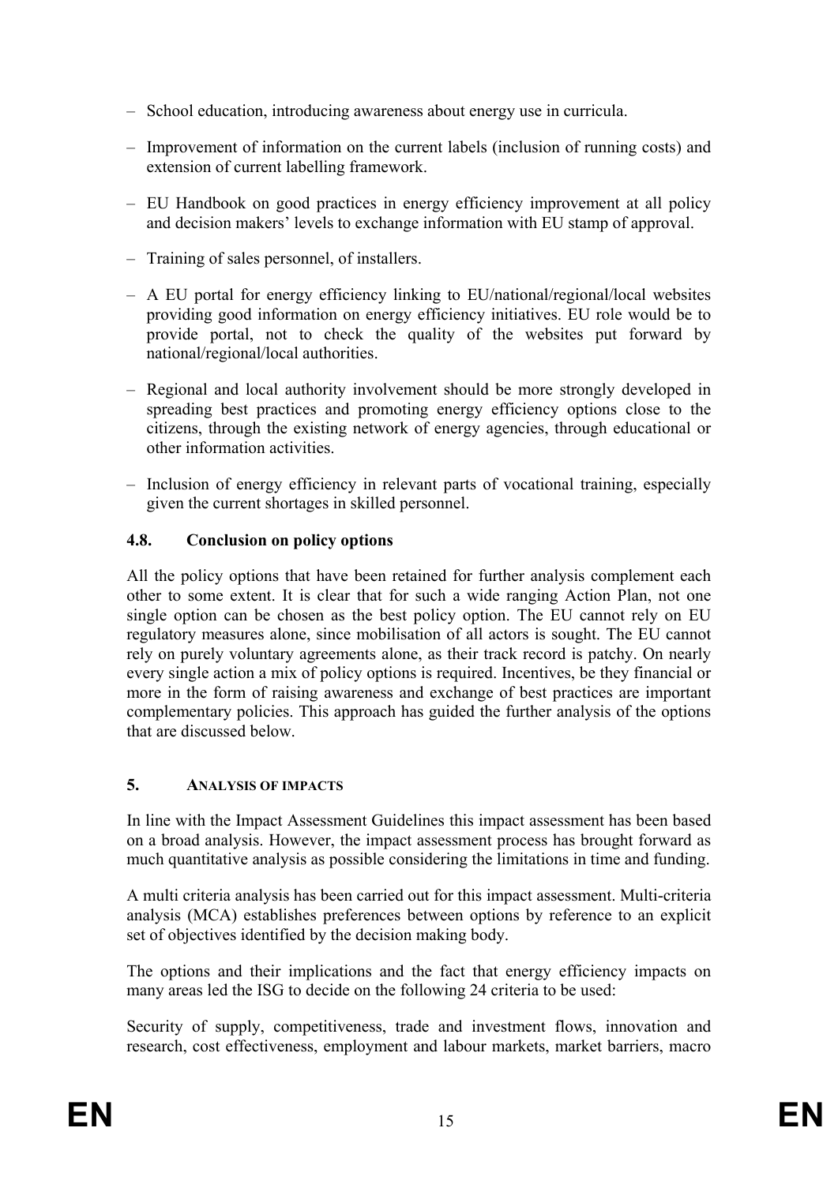- School education, introducing awareness about energy use in curricula.
- Improvement of information on the current labels (inclusion of running costs) and extension of current labelling framework.
- EU Handbook on good practices in energy efficiency improvement at all policy and decision makers' levels to exchange information with EU stamp of approval.
- Training of sales personnel, of installers.
- A EU portal for energy efficiency linking to EU/national/regional/local websites providing good information on energy efficiency initiatives. EU role would be to provide portal, not to check the quality of the websites put forward by national/regional/local authorities.
- Regional and local authority involvement should be more strongly developed in spreading best practices and promoting energy efficiency options close to the citizens, through the existing network of energy agencies, through educational or other information activities.
- Inclusion of energy efficiency in relevant parts of vocational training, especially given the current shortages in skilled personnel.

### 4.8. Conclusion on policy options

All the policy options that have been retained for further analysis complement each other to some extent. It is clear that for such a wide ranging Action Plan, not one single option can be chosen as the best policy option. The EU cannot rely on EU regulatory measures alone, since mobilisation of all actors is sought. The EU cannot rely on purely voluntary agreements alone, as their track record is patchy. On nearly every single action a mix of policy options is required. Incentives, be they financial or more in the form of raising awareness and exchange of best practices are important complementary policies. This approach has guided the further analysis of the options that are discussed below.

## 5. ANALYSIS OF IMPACTS

In line with the Impact Assessment Guidelines this impact assessment has been based on a broad analysis. However, the impact assessment process has brought forward as much quantitative analysis as possible considering the limitations in time and funding.

A multi criteria analysis has been carried out for this impact assessment. Multi-criteria analysis (MCA) establishes preferences between options by reference to an explicit set of objectives identified by the decision making body.

The options and their implications and the fact that energy efficiency impacts on many areas led the ISG to decide on the following 24 criteria to be used:

Security of supply, competitiveness, trade and investment flows, innovation and research, cost effectiveness, employment and labour markets, market barriers, macro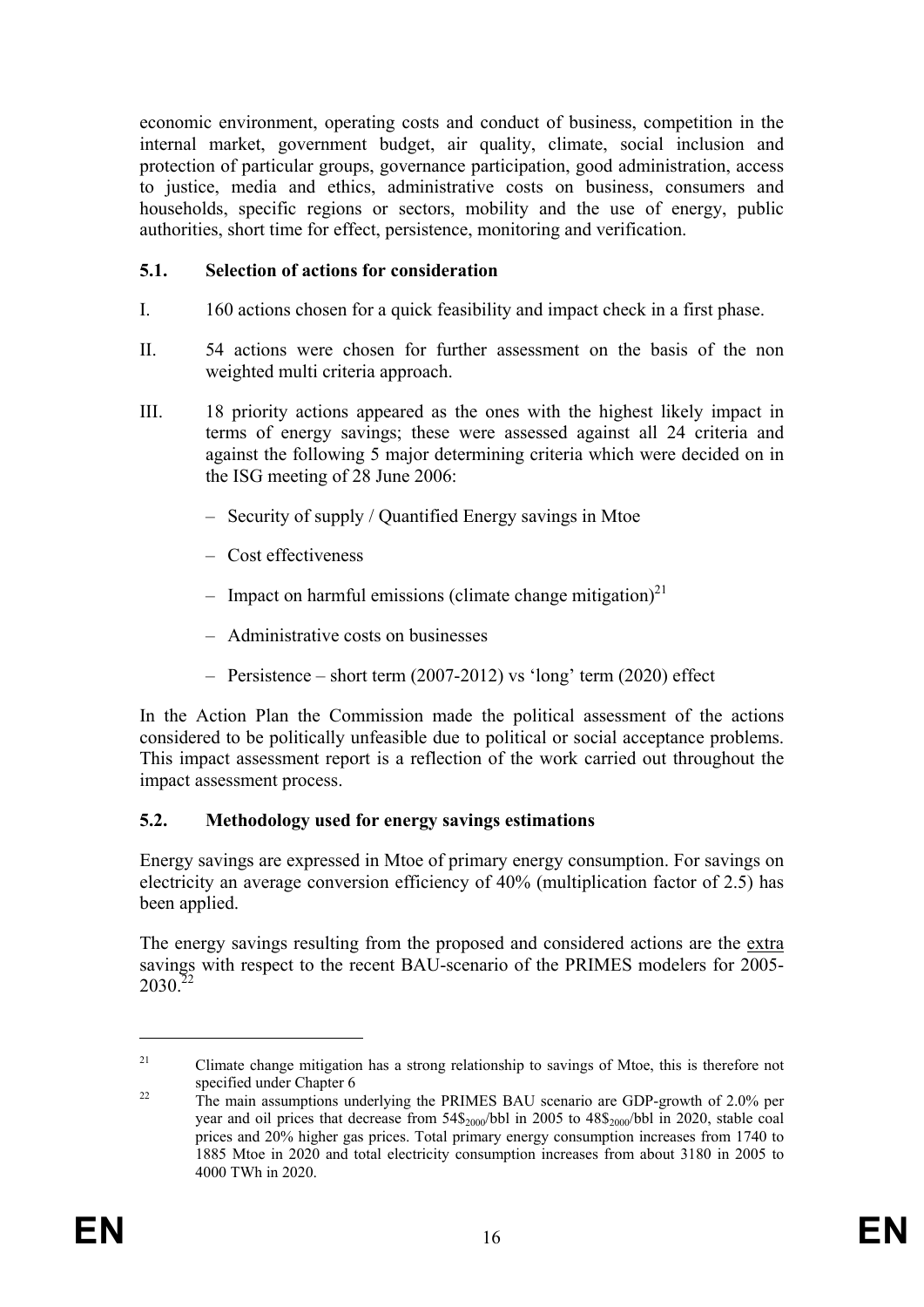economic environment, operating costs and conduct of business, competition in the internal market, government budget, air quality, climate, social inclusion and protection of particular groups, governance participation, good administration, access to justice, media and ethics, administrative costs on business, consumers and households, specific regions or sectors, mobility and the use of energy, public authorities, short time for effect, persistence, monitoring and verification.

### 5.1. Selection of actions for consideration

I. 160 actions chosen for a quick feasibility and impact check in a first phase.

II. 54 actions were chosen for further assessment on the basis of the non weighted multi criteria approach.

III. 18 priority actions appeared as the ones with the highest likely impact in terms of energy savings; these were assessed against all 24 criteria and against the following 5 major determining criteria which were decided on in the ISG meeting of 28 June 2006:

- Security of supply / Quantified Energy savings in Mtoe
- Cost effectiveness
- Impact on harmful emissions (climate change mitigation)[21]
- Administrative costs on businesses
- Persistence – short term (2007-2012) vs 'long' term (2020) effect

In the Action Plan the Commission made the political assessment of the actions considered to be politically unfeasible due to political or social acceptance problems. This impact assessment report is a reflection of the work carried out throughout the impact assessment process.

### 5.2. Methodology used for energy savings estimations

Energy savings are expressed in Mtoe of primary energy consumption. For savings on electricity an average conversion efficiency of 40% (multiplication factor of 2.5) has been applied.

The energy savings resulting from the proposed and considered actions are the <u>extra</u> savings with respect to the recent BAU-scenario of the PRIMES modelers for 2005-2030.[22]

---

[21] Climate change mitigation has a strong relationship to savings of Mtoe, this is therefore not specified under Chapter 6

[22] The main assumptions underlying the PRIMES BAU scenario are GDP-growth of 2.0% per year and oil prices that decrease from $54\$_{2000}$/bbl in 2005 to $48\$_{2000}$/bbl in 2020, stable coal prices and 20% higher gas prices. Total primary energy consumption increases from 1740 to 1885 Mtoe in 2020 and total electricity consumption increases from about 3180 in 2005 to 4000 TWh in 2020.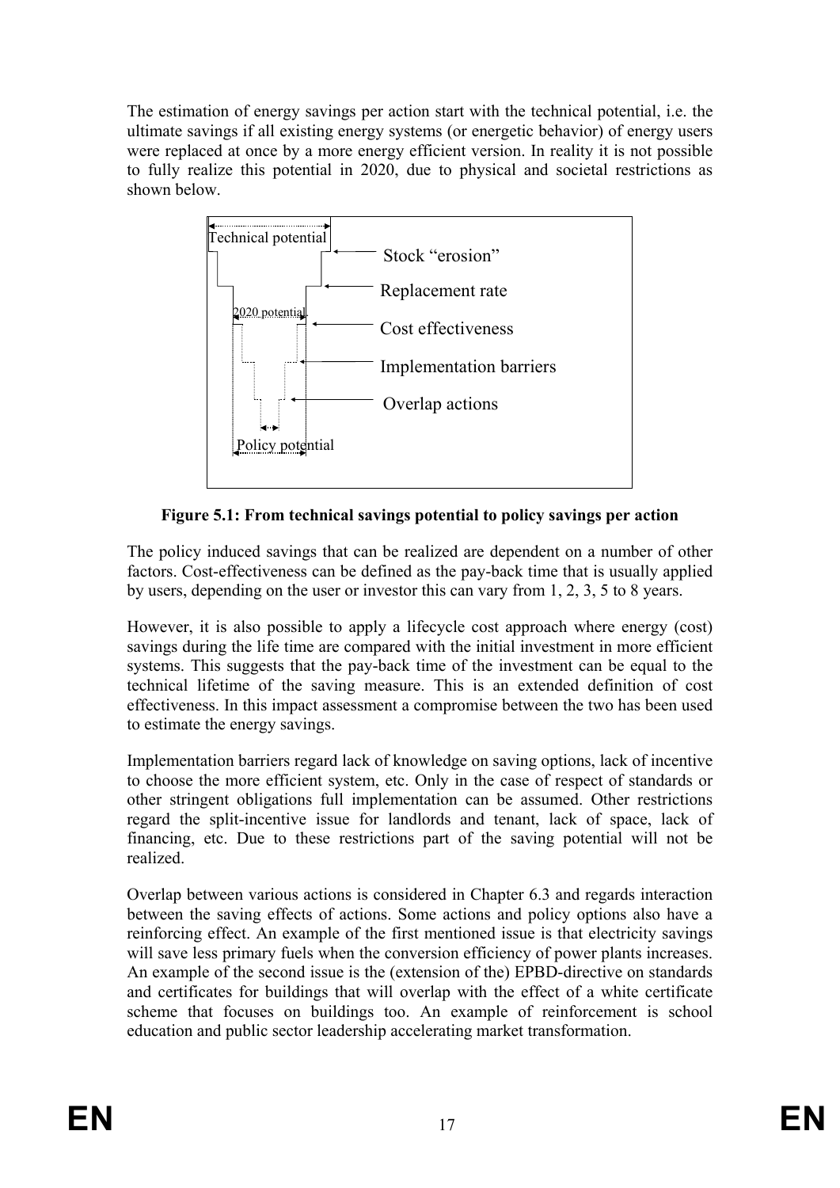The estimation of energy savings per action start with the technical potential, i.e. the ultimate savings if all existing energy systems (or energetic behavior) of energy users were replaced at once by a more energy efficient version. In reality it is not possible to fully realize this potential in 2020, due to physical and societal restrictions as shown below.

Technical potential

Stock "erosion"

Replacement rate

2020 potential

Cost effectiveness

Implementation barriers

Overlap actions

Policy potential

**Figure 5.1: From technical savings potential to policy savings per action**

The policy induced savings that can be realized are dependent on a number of other factors. Cost-effectiveness can be defined as the pay-back time that is usually applied by users, depending on the user or investor this can vary from 1, 2, 3, 5 to 8 years.

However, it is also possible to apply a lifecycle cost approach where energy (cost) savings during the life time are compared with the initial investment in more efficient systems. This suggests that the pay-back time of the investment can be equal to the technical lifetime of the saving measure. This is an extended definition of cost effectiveness. In this impact assessment a compromise between the two has been used to estimate the energy savings.

Implementation barriers regard lack of knowledge on saving options, lack of incentive to choose the more efficient system, etc. Only in the case of respect of standards or other stringent obligations full implementation can be assumed. Other restrictions regard the split-incentive issue for landlords and tenant, lack of space, lack of financing, etc. Due to these restrictions part of the saving potential will not be realized.

Overlap between various actions is considered in Chapter 6.3 and regards interaction between the saving effects of actions. Some actions and policy options also have a reinforcing effect. An example of the first mentioned issue is that electricity savings will save less primary fuels when the conversion efficiency of power plants increases. An example of the second issue is the (extension of the) EPBD-directive on standards and certificates for buildings that will overlap with the effect of a white certificate scheme that focuses on buildings too. An example of reinforcement is school education and public sector leadership accelerating market transformation.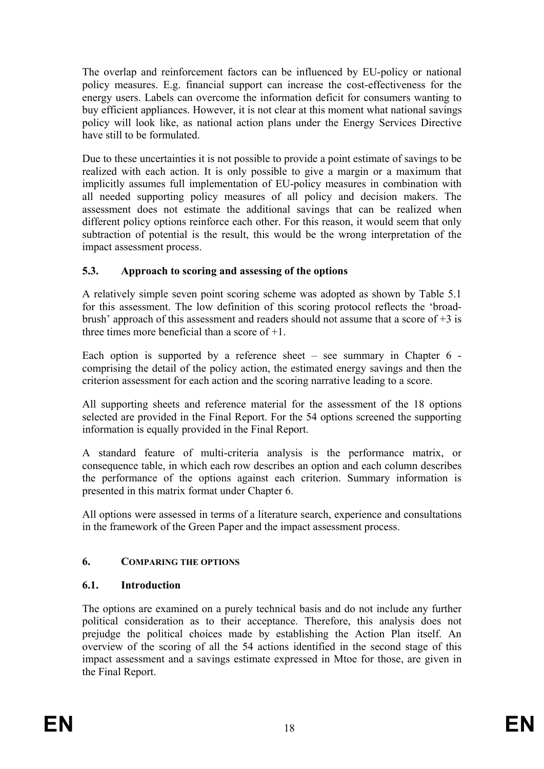The overlap and reinforcement factors can be influenced by EU-policy or national policy measures. E.g. financial support can increase the cost-effectiveness for the energy users. Labels can overcome the information deficit for consumers wanting to buy efficient appliances. However, it is not clear at this moment what national savings policy will look like, as national action plans under the Energy Services Directive have still to be formulated.

Due to these uncertainties it is not possible to provide a point estimate of savings to be realized with each action. It is only possible to give a margin or a maximum that implicitly assumes full implementation of EU-policy measures in combination with all needed supporting policy measures of all policy and decision makers. The assessment does not estimate the additional savings that can be realized when different policy options reinforce each other. For this reason, it would seem that only subtraction of potential is the result, this would be the wrong interpretation of the impact assessment process.

### 5.3. Approach to scoring and assessing of the options

A relatively simple seven point scoring scheme was adopted as shown by Table 5.1 for this assessment. The low definition of this scoring protocol reflects the 'broad-brush' approach of this assessment and readers should not assume that a score of +3 is three times more beneficial than a score of +1.

Each option is supported by a reference sheet – see summary in Chapter 6 - comprising the detail of the policy action, the estimated energy savings and then the criterion assessment for each action and the scoring narrative leading to a score.

All supporting sheets and reference material for the assessment of the 18 options selected are provided in the Final Report. For the 54 options screened the supporting information is equally provided in the Final Report.

A standard feature of multi-criteria analysis is the performance matrix, or consequence table, in which each row describes an option and each column describes the performance of the options against each criterion. Summary information is presented in this matrix format under Chapter 6.

All options were assessed in terms of a literature search, experience and consultations in the framework of the Green Paper and the impact assessment process.

## 6. COMPARING THE OPTIONS

### 6.1. Introduction

The options are examined on a purely technical basis and do not include any further political consideration as to their acceptance. Therefore, this analysis does not prejudge the political choices made by establishing the Action Plan itself. An overview of the scoring of all the 54 actions identified in the second stage of this impact assessment and a savings estimate expressed in Mtoe for those, are given in the Final Report.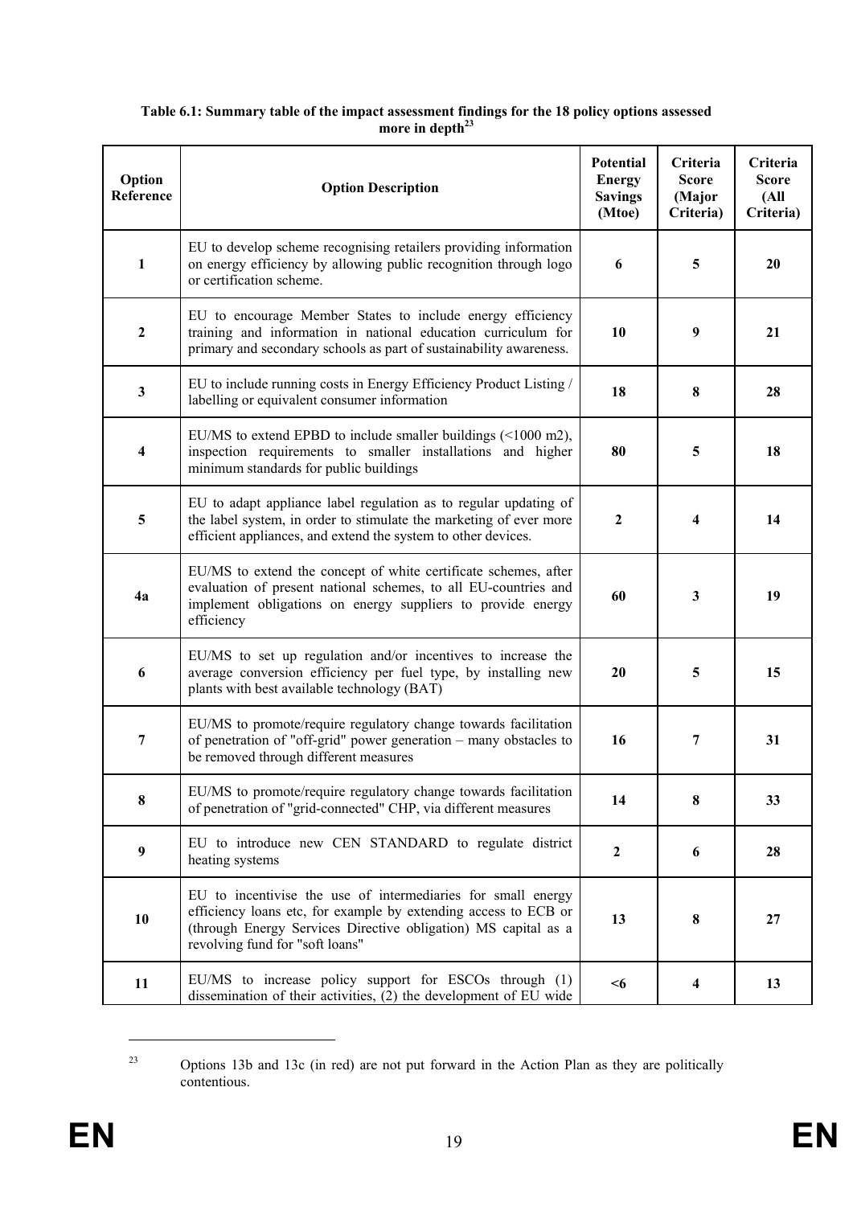**Table 6.1: Summary table of the impact assessment findings for the 18 policy options assessed more in depth[23]**

| Option Reference | Option Description | Potential Energy Savings (Mtoe) | Criteria Score (Major Criteria) | Criteria Score (All Criteria) |
|---|---|---|---|---|
| **1** | EU to develop scheme recognising retailers providing information on energy efficiency by allowing public recognition through logo or certification scheme. | **6** | **5** | **20** |
| **2** | EU to encourage Member States to include energy efficiency training and information in national education curriculum for primary and secondary schools as part of sustainability awareness. | **10** | **9** | **21** |
| **3** | EU to include running costs in Energy Efficiency Product Listing / labelling or equivalent consumer information | **18** | **8** | **28** |
| **4** | EU/MS to extend EPBD to include smaller buildings (<1000 m2), inspection requirements to smaller installations and higher minimum standards for public buildings | **80** | **5** | **18** |
| **5** | EU to adapt appliance label regulation as to regular updating of the label system, in order to stimulate the marketing of ever more efficient appliances, and extend the system to other devices. | **2** | **4** | **14** |
| **4a** | EU/MS to extend the concept of white certificate schemes, after evaluation of present national schemes, to all EU-countries and implement obligations on energy suppliers to provide energy efficiency | **60** | **3** | **19** |
| **6** | EU/MS to set up regulation and/or incentives to increase the average conversion efficiency per fuel type, by installing new plants with best available technology (BAT) | **20** | **5** | **15** |
| **7** | EU/MS to promote/require regulatory change towards facilitation of penetration of "off-grid" power generation – many obstacles to be removed through different measures | **16** | **7** | **31** |
| **8** | EU/MS to promote/require regulatory change towards facilitation of penetration of "grid-connected" CHP, via different measures | **14** | **8** | **33** |
| **9** | EU to introduce new CEN STANDARD to regulate district heating systems | **2** | **6** | **28** |
| **10** | EU to incentivise the use of intermediaries for small energy efficiency loans etc, for example by extending access to ECB or (through Energy Services Directive obligation) MS capital as a revolving fund for "soft loans" | **13** | **8** | **27** |
| **11** | EU/MS to increase policy support for ESCOs through (1) dissemination of their activities, (2) the development of EU wide | **<6** | **4** | **13** |

[23] Options 13b and 13c (in red) are not put forward in the Action Plan as they are politically contentious.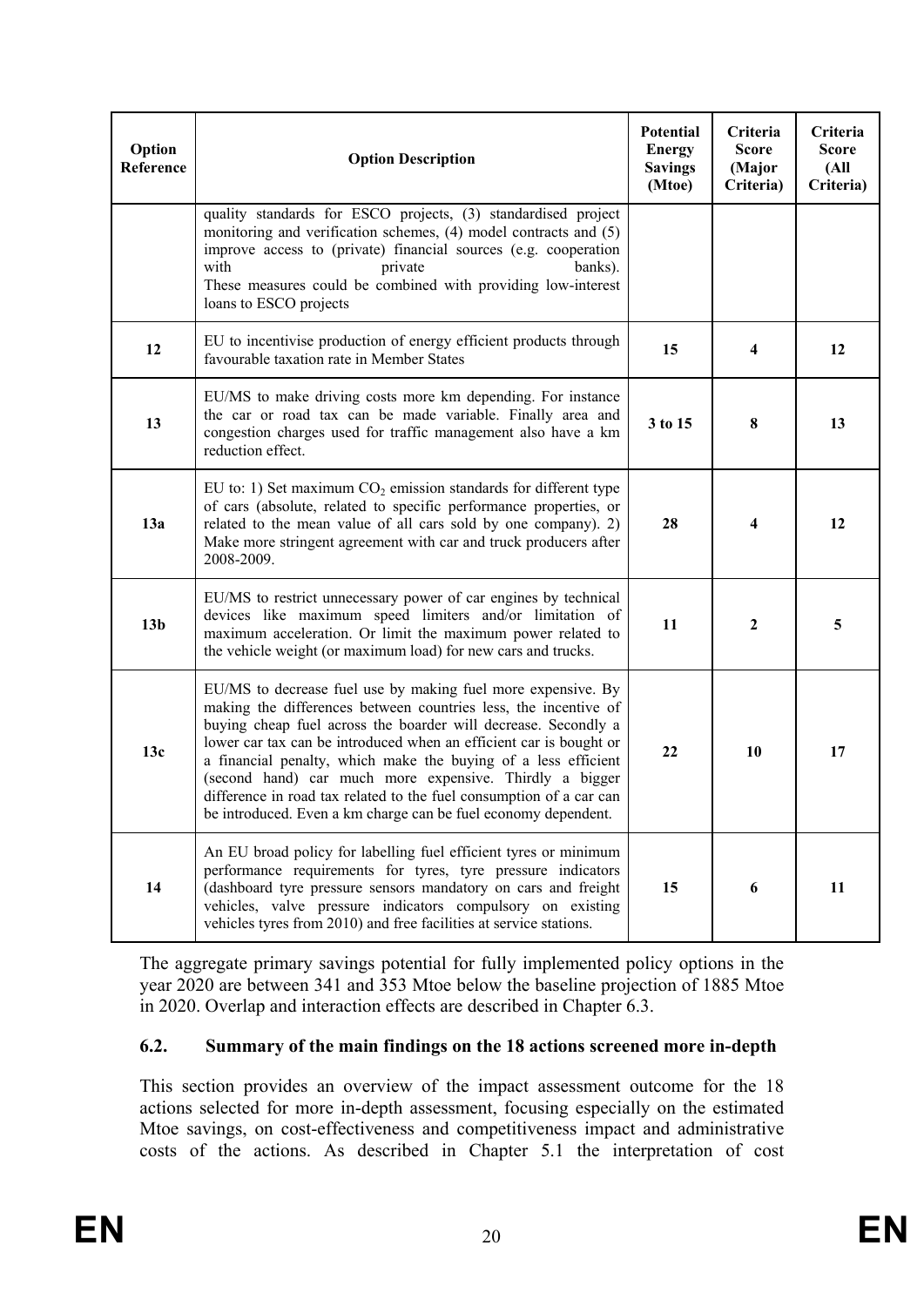| Option Reference | Option Description | Potential Energy Savings (Mtoe) | Criteria Score (Major Criteria) | Criteria Score (All Criteria) |
|---|---|---|---|---|
| | quality standards for ESCO projects, (3) standardised project monitoring and verification schemes, (4) model contracts and (5) improve access to (private) financial sources (e.g. cooperation with private banks). These measures could be combined with providing low-interest loans to ESCO projects | | | |
| **12** | EU to incentivise production of energy efficient products through favourable taxation rate in Member States | **15** | **4** | **12** |
| **13** | EU/MS to make driving costs more km depending. For instance the car or road tax can be made variable. Finally area and congestion charges used for traffic management also have a km reduction effect. | **3 to 15** | **8** | **13** |
| **13a** | EU to: 1) Set maximum $CO_2$ emission standards for different type of cars (absolute, related to specific performance properties, or related to the mean value of all cars sold by one company). 2) Make more stringent agreement with car and truck producers after 2008-2009. | **28** | **4** | **12** |
| **13b** | EU/MS to restrict unnecessary power of car engines by technical devices like maximum speed limiters and/or limitation of maximum acceleration. Or limit the maximum power related to the vehicle weight (or maximum load) for new cars and trucks. | **11** | **2** | **5** |
| **13c** | EU/MS to decrease fuel use by making fuel more expensive. By making the differences between countries less, the incentive of buying cheap fuel across the boarder will decrease. Secondly a lower car tax can be introduced when an efficient car is bought or a financial penalty, which make the buying of a less efficient (second hand) car much more expensive. Thirdly a bigger difference in road tax related to the fuel consumption of a car can be introduced. Even a km charge can be fuel economy dependent. | **22** | **10** | **17** |
| **14** | An EU broad policy for labelling fuel efficient tyres or minimum performance requirements for tyres, tyre pressure indicators (dashboard tyre pressure sensors mandatory on cars and freight vehicles, valve pressure indicators compulsory on existing vehicles tyres from 2010) and free facilities at service stations. | **15** | **6** | **11** |

The aggregate primary savings potential for fully implemented policy options in the year 2020 are between 341 and 353 Mtoe below the baseline projection of 1885 Mtoe in 2020. Overlap and interaction effects are described in Chapter 6.3.

### 6.2. Summary of the main findings on the 18 actions screened more in-depth

This section provides an overview of the impact assessment outcome for the 18 actions selected for more in-depth assessment, focusing especially on the estimated Mtoe savings, on cost-effectiveness and competitiveness impact and administrative costs of the actions. As described in Chapter 5.1 the interpretation of cost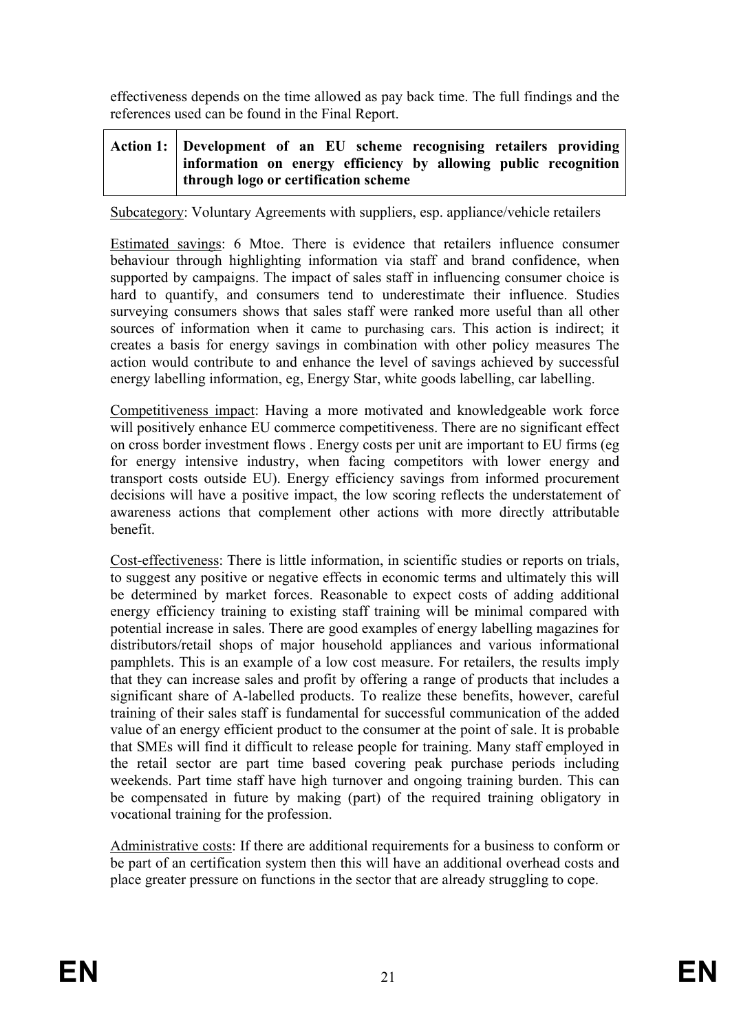effectiveness depends on the time allowed as pay back time. The full findings and the references used can be found in the Final Report.

| **Action 1:** | **Development of an EU scheme recognising retailers providing information on energy efficiency by allowing public recognition through logo or certification scheme** |
|---|---|

Subcategory: Voluntary Agreements with suppliers, esp. appliance/vehicle retailers

Estimated savings: 6 Mtoe. There is evidence that retailers influence consumer behaviour through highlighting information via staff and brand confidence, when supported by campaigns. The impact of sales staff in influencing consumer choice is hard to quantify, and consumers tend to underestimate their influence. Studies surveying consumers shows that sales staff were ranked more useful than all other sources of information when it came to purchasing cars. This action is indirect; it creates a basis for energy savings in combination with other policy measures The action would contribute to and enhance the level of savings achieved by successful energy labelling information, eg, Energy Star, white goods labelling, car labelling.

Competitiveness impact: Having a more motivated and knowledgeable work force will positively enhance EU commerce competitiveness. There are no significant effect on cross border investment flows . Energy costs per unit are important to EU firms (eg for energy intensive industry, when facing competitors with lower energy and transport costs outside EU). Energy efficiency savings from informed procurement decisions will have a positive impact, the low scoring reflects the understatement of awareness actions that complement other actions with more directly attributable benefit.

Cost-effectiveness: There is little information, in scientific studies or reports on trials, to suggest any positive or negative effects in economic terms and ultimately this will be determined by market forces. Reasonable to expect costs of adding additional energy efficiency training to existing staff training will be minimal compared with potential increase in sales. There are good examples of energy labelling magazines for distributors/retail shops of major household appliances and various informational pamphlets. This is an example of a low cost measure. For retailers, the results imply that they can increase sales and profit by offering a range of products that includes a significant share of A-labelled products. To realize these benefits, however, careful training of their sales staff is fundamental for successful communication of the added value of an energy efficient product to the consumer at the point of sale. It is probable that SMEs will find it difficult to release people for training. Many staff employed in the retail sector are part time based covering peak purchase periods including weekends. Part time staff have high turnover and ongoing training burden. This can be compensated in future by making (part) of the required training obligatory in vocational training for the profession.

Administrative costs: If there are additional requirements for a business to conform or be part of an certification system then this will have an additional overhead costs and place greater pressure on functions in the sector that are already struggling to cope.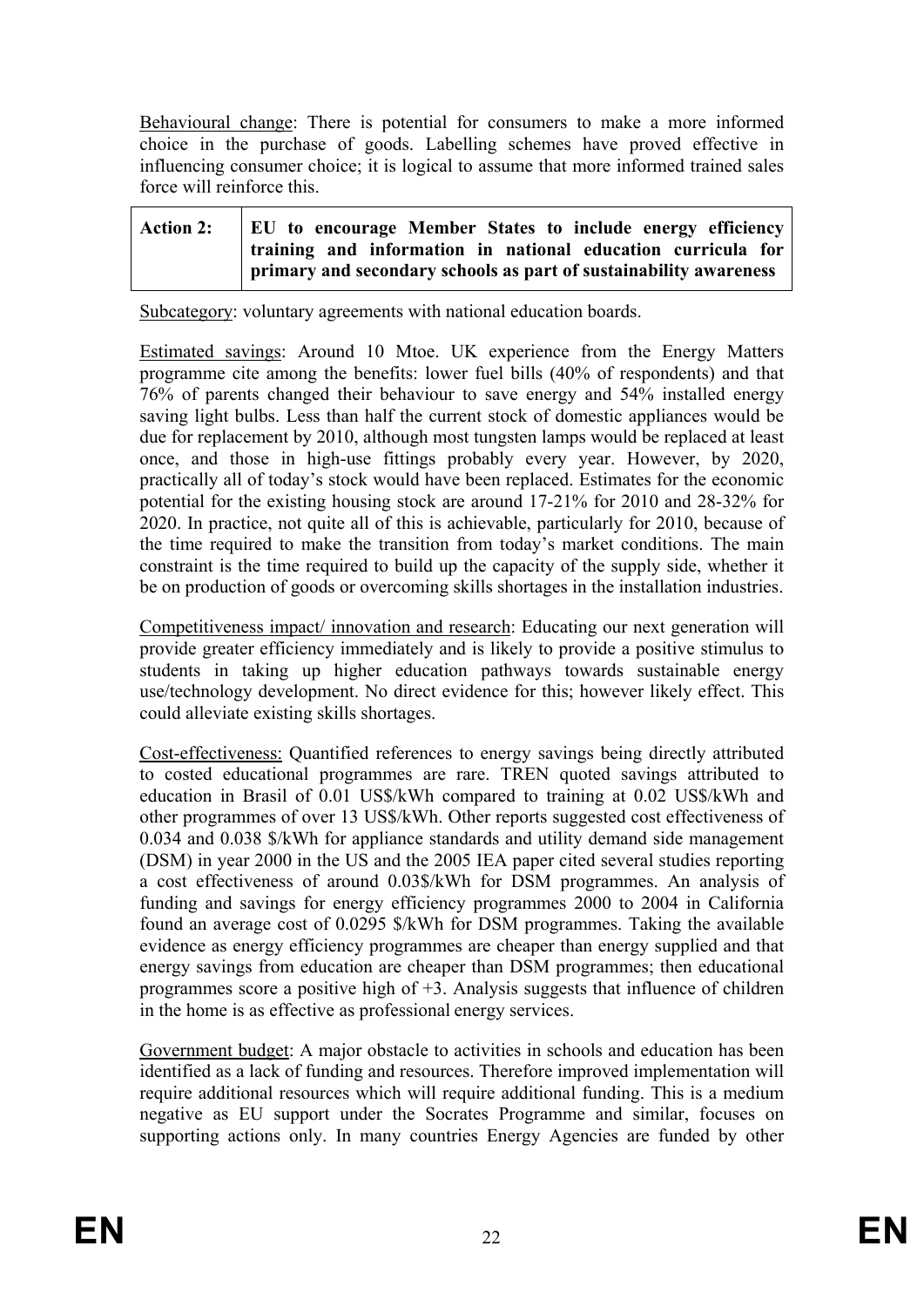Behavioural change: There is potential for consumers to make a more informed choice in the purchase of goods. Labelling schemes have proved effective in influencing consumer choice; it is logical to assume that more informed trained sales force will reinforce this.

| **Action 2:** | **EU to encourage Member States to include energy efficiency training and information in national education curricula for primary and secondary schools as part of sustainability awareness** |
|---|---|

Subcategory: voluntary agreements with national education boards.

Estimated savings: Around 10 Mtoe. UK experience from the Energy Matters programme cite among the benefits: lower fuel bills (40% of respondents) and that 76% of parents changed their behaviour to save energy and 54% installed energy saving light bulbs. Less than half the current stock of domestic appliances would be due for replacement by 2010, although most tungsten lamps would be replaced at least once, and those in high-use fittings probably every year. However, by 2020, practically all of today's stock would have been replaced. Estimates for the economic potential for the existing housing stock are around 17-21% for 2010 and 28-32% for 2020. In practice, not quite all of this is achievable, particularly for 2010, because of the time required to make the transition from today's market conditions. The main constraint is the time required to build up the capacity of the supply side, whether it be on production of goods or overcoming skills shortages in the installation industries.

Competitiveness impact/ innovation and research: Educating our next generation will provide greater efficiency immediately and is likely to provide a positive stimulus to students in taking up higher education pathways towards sustainable energy use/technology development. No direct evidence for this; however likely effect. This could alleviate existing skills shortages.

Cost-effectiveness: Quantified references to energy savings being directly attributed to costed educational programmes are rare. TREN quoted savings attributed to education in Brasil of 0.01 US$/kWh compared to training at 0.02 US$/kWh and other programmes of over 13 US$/kWh. Other reports suggested cost effectiveness of 0.034 and 0.038 $/kWh for appliance standards and utility demand side management (DSM) in year 2000 in the US and the 2005 IEA paper cited several studies reporting a cost effectiveness of around 0.03$/kWh for DSM programmes. An analysis of funding and savings for energy efficiency programmes 2000 to 2004 in California found an average cost of 0.0295 $/kWh for DSM programmes. Taking the available evidence as energy efficiency programmes are cheaper than energy supplied and that energy savings from education are cheaper than DSM programmes; then educational programmes score a positive high of +3. Analysis suggests that influence of children in the home is as effective as professional energy services.

Government budget: A major obstacle to activities in schools and education has been identified as a lack of funding and resources. Therefore improved implementation will require additional resources which will require additional funding. This is a medium negative as EU support under the Socrates Programme and similar, focuses on supporting actions only. In many countries Energy Agencies are funded by other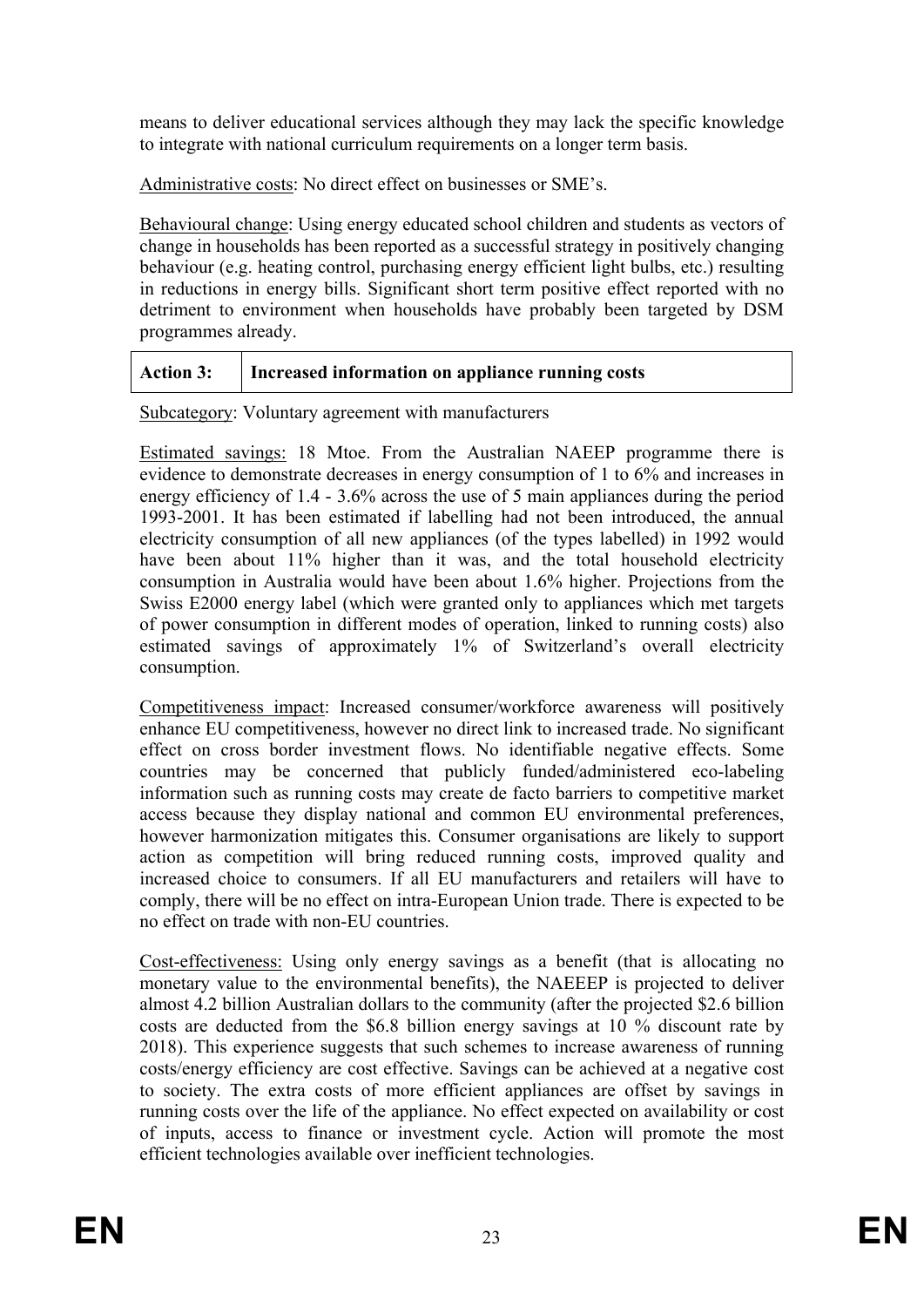means to deliver educational services although they may lack the specific knowledge to integrate with national curriculum requirements on a longer term basis.

Administrative costs: No direct effect on businesses or SME's.

Behavioural change: Using energy educated school children and students as vectors of change in households has been reported as a successful strategy in positively changing behaviour (e.g. heating control, purchasing energy efficient light bulbs, etc.) resulting in reductions in energy bills. Significant short term positive effect reported with no detriment to environment when households have probably been targeted by DSM programmes already.

| **Action 3:** | **Increased information on appliance running costs** |
|---|---|

Subcategory: Voluntary agreement with manufacturers

Estimated savings: 18 Mtoe. From the Australian NAEEP programme there is evidence to demonstrate decreases in energy consumption of 1 to 6% and increases in energy efficiency of 1.4 - 3.6% across the use of 5 main appliances during the period 1993-2001. It has been estimated if labelling had not been introduced, the annual electricity consumption of all new appliances (of the types labelled) in 1992 would have been about 11% higher than it was, and the total household electricity consumption in Australia would have been about 1.6% higher. Projections from the Swiss E2000 energy label (which were granted only to appliances which met targets of power consumption in different modes of operation, linked to running costs) also estimated savings of approximately 1% of Switzerland's overall electricity consumption.

Competitiveness impact: Increased consumer/workforce awareness will positively enhance EU competitiveness, however no direct link to increased trade. No significant effect on cross border investment flows. No identifiable negative effects. Some countries may be concerned that publicly funded/administered eco-labeling information such as running costs may create de facto barriers to competitive market access because they display national and common EU environmental preferences, however harmonization mitigates this. Consumer organisations are likely to support action as competition will bring reduced running costs, improved quality and increased choice to consumers. If all EU manufacturers and retailers will have to comply, there will be no effect on intra-European Union trade. There is expected to be no effect on trade with non-EU countries.

Cost-effectiveness: Using only energy savings as a benefit (that is allocating no monetary value to the environmental benefits), the NAEEEP is projected to deliver almost 4.2 billion Australian dollars to the community (after the projected $2.6 billion costs are deducted from the $6.8 billion energy savings at 10 % discount rate by 2018). This experience suggests that such schemes to increase awareness of running costs/energy efficiency are cost effective. Savings can be achieved at a negative cost to society. The extra costs of more efficient appliances are offset by savings in running costs over the life of the appliance. No effect expected on availability or cost of inputs, access to finance or investment cycle. Action will promote the most efficient technologies available over inefficient technologies.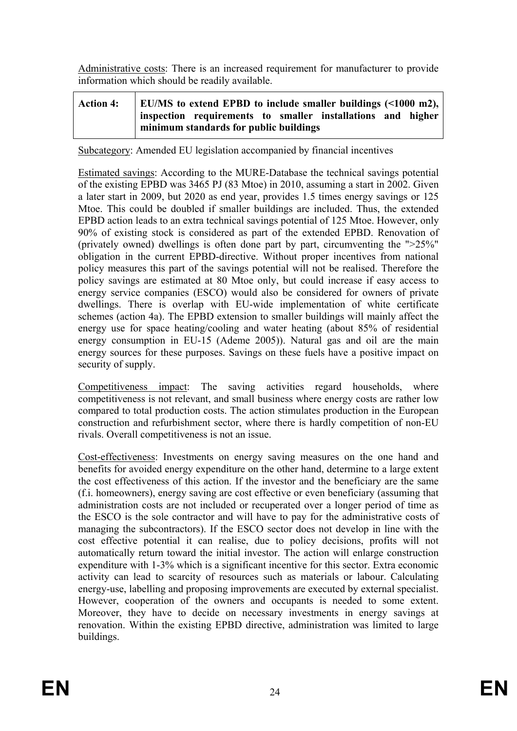Administrative costs: There is an increased requirement for manufacturer to provide information which should be readily available.

| **Action 4:** | **EU/MS to extend EPBD to include smaller buildings (<1000 m2), inspection requirements to smaller installations and higher minimum standards for public buildings** |
|---|---|

Subcategory: Amended EU legislation accompanied by financial incentives

Estimated savings: According to the MURE-Database the technical savings potential of the existing EPBD was 3465 PJ (83 Mtoe) in 2010, assuming a start in 2002. Given a later start in 2009, but 2020 as end year, provides 1.5 times energy savings or 125 Mtoe. This could be doubled if smaller buildings are included. Thus, the extended EPBD action leads to an extra technical savings potential of 125 Mtoe. However, only 90% of existing stock is considered as part of the extended EPBD. Renovation of (privately owned) dwellings is often done part by part, circumventing the ">25%" obligation in the current EPBD-directive. Without proper incentives from national policy measures this part of the savings potential will not be realised. Therefore the policy savings are estimated at 80 Mtoe only, but could increase if easy access to energy service companies (ESCO) would also be considered for owners of private dwellings. There is overlap with EU-wide implementation of white certificate schemes (action 4a). The EPBD extension to smaller buildings will mainly affect the energy use for space heating/cooling and water heating (about 85% of residential energy consumption in EU-15 (Ademe 2005)). Natural gas and oil are the main energy sources for these purposes. Savings on these fuels have a positive impact on security of supply.

Competitiveness impact: The saving activities regard households, where competitiveness is not relevant, and small business where energy costs are rather low compared to total production costs. The action stimulates production in the European construction and refurbishment sector, where there is hardly competition of non-EU rivals. Overall competitiveness is not an issue.

Cost-effectiveness: Investments on energy saving measures on the one hand and benefits for avoided energy expenditure on the other hand, determine to a large extent the cost effectiveness of this action. If the investor and the beneficiary are the same (f.i. homeowners), energy saving are cost effective or even beneficiary (assuming that administration costs are not included or recuperated over a longer period of time as the ESCO is the sole contractor and will have to pay for the administrative costs of managing the subcontractors). If the ESCO sector does not develop in line with the cost effective potential it can realise, due to policy decisions, profits will not automatically return toward the initial investor. The action will enlarge construction expenditure with 1-3% which is a significant incentive for this sector. Extra economic activity can lead to scarcity of resources such as materials or labour. Calculating energy-use, labelling and proposing improvements are executed by external specialist. However, cooperation of the owners and occupants is needed to some extent. Moreover, they have to decide on necessary investments in energy savings at renovation. Within the existing EPBD directive, administration was limited to large buildings.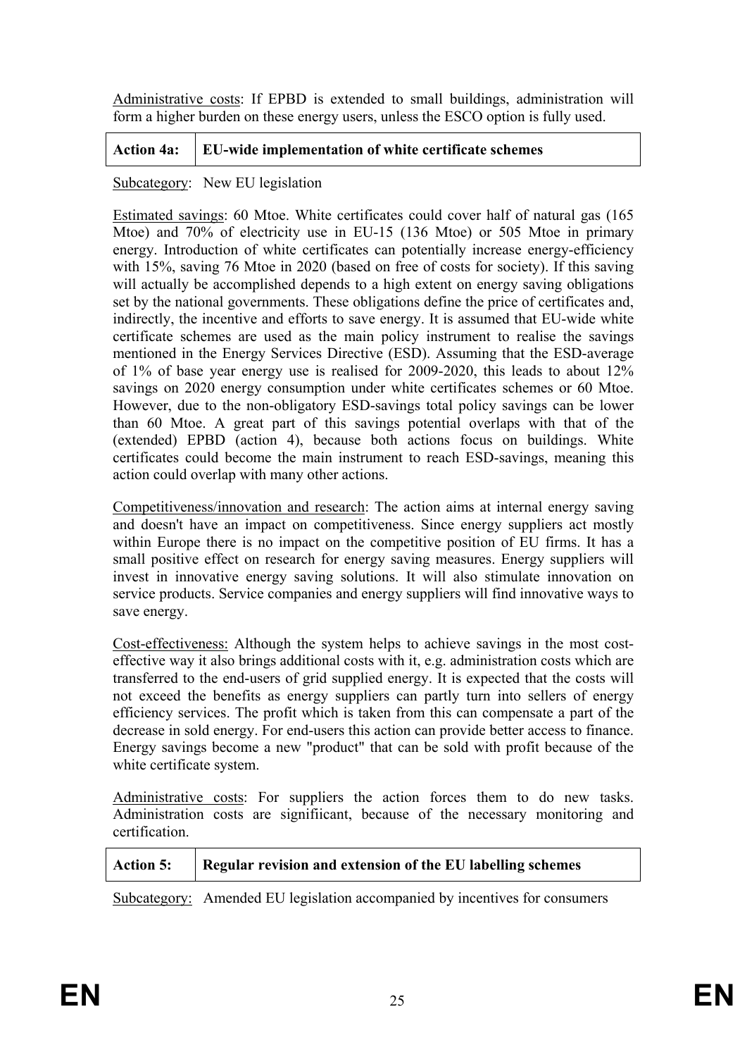Administrative costs: If EPBD is extended to small buildings, administration will form a higher burden on these energy users, unless the ESCO option is fully used.

| Action 4a: | EU-wide implementation of white certificate schemes |
|---|---|

Subcategory: New EU legislation

Estimated savings: 60 Mtoe. White certificates could cover half of natural gas (165 Mtoe) and 70% of electricity use in EU-15 (136 Mtoe) or 505 Mtoe in primary energy. Introduction of white certificates can potentially increase energy-efficiency with 15%, saving 76 Mtoe in 2020 (based on free of costs for society). If this saving will actually be accomplished depends to a high extent on energy saving obligations set by the national governments. These obligations define the price of certificates and, indirectly, the incentive and efforts to save energy. It is assumed that EU-wide white certificate schemes are used as the main policy instrument to realise the savings mentioned in the Energy Services Directive (ESD). Assuming that the ESD-average of 1% of base year energy use is realised for 2009-2020, this leads to about 12% savings on 2020 energy consumption under white certificates schemes or 60 Mtoe. However, due to the non-obligatory ESD-savings total policy savings can be lower than 60 Mtoe. A great part of this savings potential overlaps with that of the (extended) EPBD (action 4), because both actions focus on buildings. White certificates could become the main instrument to reach ESD-savings, meaning this action could overlap with many other actions.

Competitiveness/innovation and research: The action aims at internal energy saving and doesn't have an impact on competitiveness. Since energy suppliers act mostly within Europe there is no impact on the competitive position of EU firms. It has a small positive effect on research for energy saving measures. Energy suppliers will invest in innovative energy saving solutions. It will also stimulate innovation on service products. Service companies and energy suppliers will find innovative ways to save energy.

Cost-effectiveness: Although the system helps to achieve savings in the most cost-effective way it also brings additional costs with it, e.g. administration costs which are transferred to the end-users of grid supplied energy. It is expected that the costs will not exceed the benefits as energy suppliers can partly turn into sellers of energy efficiency services. The profit which is taken from this can compensate a part of the decrease in sold energy. For end-users this action can provide better access to finance. Energy savings become a new "product" that can be sold with profit because of the white certificate system.

Administrative costs: For suppliers the action forces them to do new tasks. Administration costs are signifiicant, because of the necessary monitoring and certification.

| Action 5: | Regular revision and extension of the EU labelling schemes |
|---|---|

Subcategory: Amended EU legislation accompanied by incentives for consumers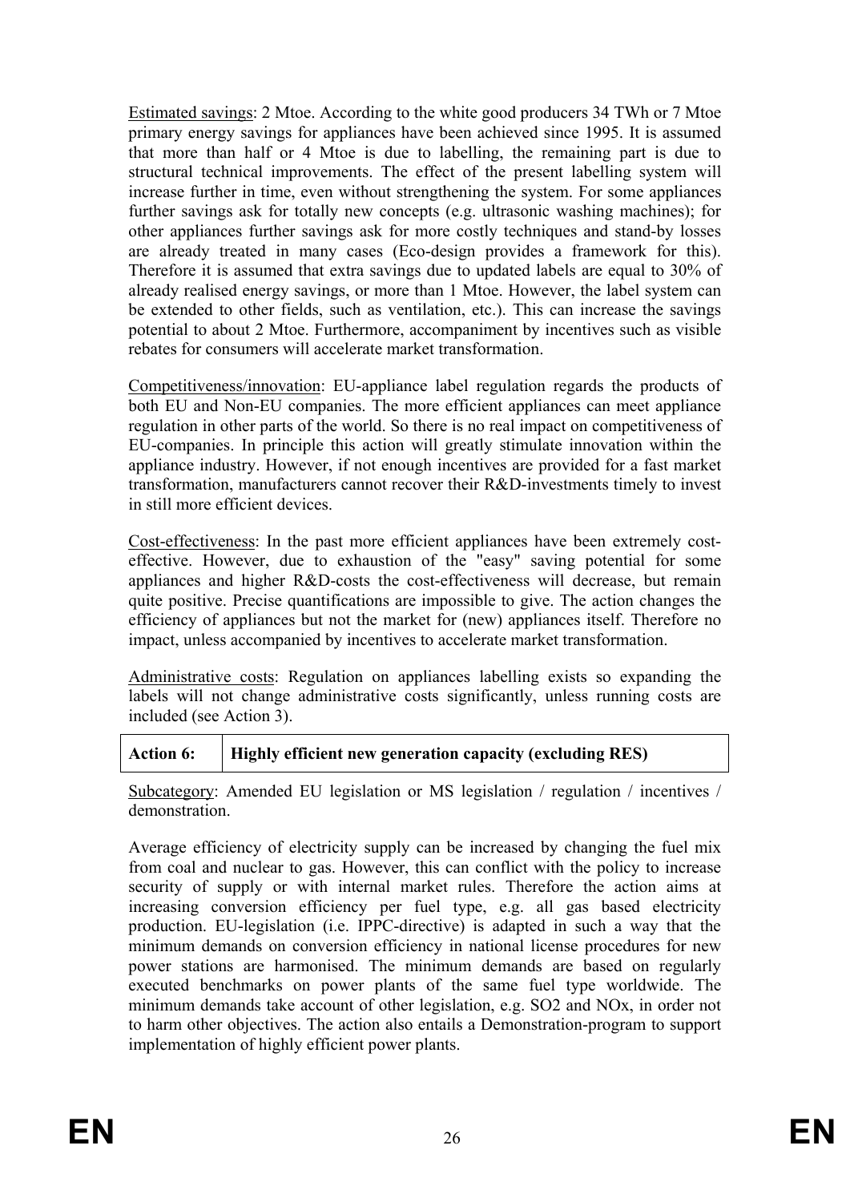Estimated savings: 2 Mtoe. According to the white good producers 34 TWh or 7 Mtoe primary energy savings for appliances have been achieved since 1995. It is assumed that more than half or 4 Mtoe is due to labelling, the remaining part is due to structural technical improvements. The effect of the present labelling system will increase further in time, even without strengthening the system. For some appliances further savings ask for totally new concepts (e.g. ultrasonic washing machines); for other appliances further savings ask for more costly techniques and stand-by losses are already treated in many cases (Eco-design provides a framework for this). Therefore it is assumed that extra savings due to updated labels are equal to 30% of already realised energy savings, or more than 1 Mtoe. However, the label system can be extended to other fields, such as ventilation, etc.). This can increase the savings potential to about 2 Mtoe. Furthermore, accompaniment by incentives such as visible rebates for consumers will accelerate market transformation.

Competitiveness/innovation: EU-appliance label regulation regards the products of both EU and Non-EU companies. The more efficient appliances can meet appliance regulation in other parts of the world. So there is no real impact on competitiveness of EU-companies. In principle this action will greatly stimulate innovation within the appliance industry. However, if not enough incentives are provided for a fast market transformation, manufacturers cannot recover their R&D-investments timely to invest in still more efficient devices.

Cost-effectiveness: In the past more efficient appliances have been extremely cost-effective. However, due to exhaustion of the "easy" saving potential for some appliances and higher R&D-costs the cost-effectiveness will decrease, but remain quite positive. Precise quantifications are impossible to give. The action changes the efficiency of appliances but not the market for (new) appliances itself. Therefore no impact, unless accompanied by incentives to accelerate market transformation.

Administrative costs: Regulation on appliances labelling exists so expanding the labels will not change administrative costs significantly, unless running costs are included (see Action 3).

| **Action 6:** | **Highly efficient new generation capacity (excluding RES)** |
|---|---|

Subcategory: Amended EU legislation or MS legislation / regulation / incentives / demonstration.

Average efficiency of electricity supply can be increased by changing the fuel mix from coal and nuclear to gas. However, this can conflict with the policy to increase security of supply or with internal market rules. Therefore the action aims at increasing conversion efficiency per fuel type, e.g. all gas based electricity production. EU-legislation (i.e. IPPC-directive) is adapted in such a way that the minimum demands on conversion efficiency in national license procedures for new power stations are harmonised. The minimum demands are based on regularly executed benchmarks on power plants of the same fuel type worldwide. The minimum demands take account of other legislation, e.g. $SO_2$ and $NO_x$, in order not to harm other objectives. The action also entails a Demonstration-program to support implementation of highly efficient power plants.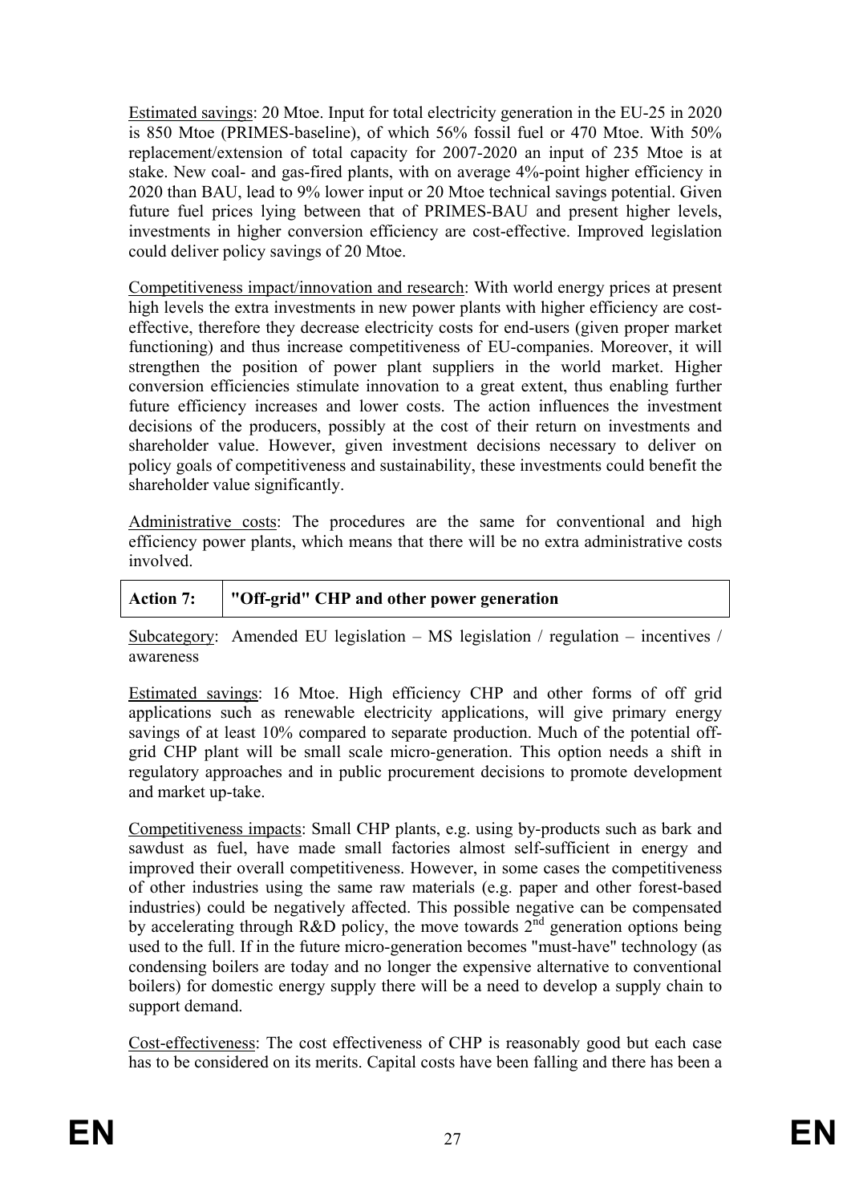Estimated savings: 20 Mtoe. Input for total electricity generation in the EU-25 in 2020 is 850 Mtoe (PRIMES-baseline), of which 56% fossil fuel or 470 Mtoe. With 50% replacement/extension of total capacity for 2007-2020 an input of 235 Mtoe is at stake. New coal- and gas-fired plants, with on average 4%-point higher efficiency in 2020 than BAU, lead to 9% lower input or 20 Mtoe technical savings potential. Given future fuel prices lying between that of PRIMES-BAU and present higher levels, investments in higher conversion efficiency are cost-effective. Improved legislation could deliver policy savings of 20 Mtoe.

Competitiveness impact/innovation and research: With world energy prices at present high levels the extra investments in new power plants with higher efficiency are cost-effective, therefore they decrease electricity costs for end-users (given proper market functioning) and thus increase competitiveness of EU-companies. Moreover, it will strengthen the position of power plant suppliers in the world market. Higher conversion efficiencies stimulate innovation to a great extent, thus enabling further future efficiency increases and lower costs. The action influences the investment decisions of the producers, possibly at the cost of their return on investments and shareholder value. However, given investment decisions necessary to deliver on policy goals of competitiveness and sustainability, these investments could benefit the shareholder value significantly.

Administrative costs: The procedures are the same for conventional and high efficiency power plants, which means that there will be no extra administrative costs involved.

| **Action 7:** | **"Off-grid" CHP and other power generation** |
|---|---|

Subcategory: Amended EU legislation – MS legislation / regulation – incentives / awareness

Estimated savings: 16 Mtoe. High efficiency CHP and other forms of off grid applications such as renewable electricity applications, will give primary energy savings of at least 10% compared to separate production. Much of the potential off-grid CHP plant will be small scale micro-generation. This option needs a shift in regulatory approaches and in public procurement decisions to promote development and market up-take.

Competitiveness impacts: Small CHP plants, e.g. using by-products such as bark and sawdust as fuel, have made small factories almost self-sufficient in energy and improved their overall competitiveness. However, in some cases the competitiveness of other industries using the same raw materials (e.g. paper and other forest-based industries) could be negatively affected. This possible negative can be compensated by accelerating through R&D policy, the move towards 2nd generation options being used to the full. If in the future micro-generation becomes "must-have" technology (as condensing boilers are today and no longer the expensive alternative to conventional boilers) for domestic energy supply there will be a need to develop a supply chain to support demand.

Cost-effectiveness: The cost effectiveness of CHP is reasonably good but each case has to be considered on its merits. Capital costs have been falling and there has been a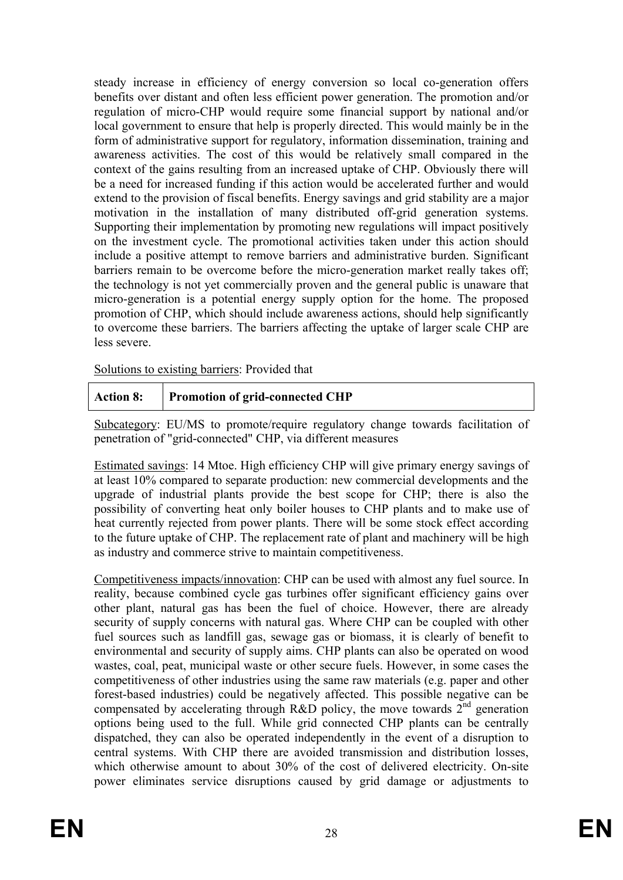steady increase in efficiency of energy conversion so local co-generation offers benefits over distant and often less efficient power generation. The promotion and/or regulation of micro-CHP would require some financial support by national and/or local government to ensure that help is properly directed. This would mainly be in the form of administrative support for regulatory, information dissemination, training and awareness activities. The cost of this would be relatively small compared in the context of the gains resulting from an increased uptake of CHP. Obviously there will be a need for increased funding if this action would be accelerated further and would extend to the provision of fiscal benefits. Energy savings and grid stability are a major motivation in the installation of many distributed off-grid generation systems. Supporting their implementation by promoting new regulations will impact positively on the investment cycle. The promotional activities taken under this action should include a positive attempt to remove barriers and administrative burden. Significant barriers remain to be overcome before the micro-generation market really takes off; the technology is not yet commercially proven and the general public is unaware that micro-generation is a potential energy supply option for the home. The proposed promotion of CHP, which should include awareness actions, should help significantly to overcome these barriers. The barriers affecting the uptake of larger scale CHP are less severe.

Solutions to existing barriers: Provided that

| **Action 8:** | **Promotion of grid-connected CHP** |
|---|---|

Subcategory: EU/MS to promote/require regulatory change towards facilitation of penetration of "grid-connected" CHP, via different measures

Estimated savings: 14 Mtoe. High efficiency CHP will give primary energy savings of at least 10% compared to separate production: new commercial developments and the upgrade of industrial plants provide the best scope for CHP; there is also the possibility of converting heat only boiler houses to CHP plants and to make use of heat currently rejected from power plants. There will be some stock effect according to the future uptake of CHP. The replacement rate of plant and machinery will be high as industry and commerce strive to maintain competitiveness.

Competitiveness impacts/innovation: CHP can be used with almost any fuel source. In reality, because combined cycle gas turbines offer significant efficiency gains over other plant, natural gas has been the fuel of choice. However, there are already security of supply concerns with natural gas. Where CHP can be coupled with other fuel sources such as landfill gas, sewage gas or biomass, it is clearly of benefit to environmental and security of supply aims. CHP plants can also be operated on wood wastes, coal, peat, municipal waste or other secure fuels. However, in some cases the competitiveness of other industries using the same raw materials (e.g. paper and other forest-based industries) could be negatively affected. This possible negative can be compensated by accelerating through R&D policy, the move towards 2nd generation options being used to the full. While grid connected CHP plants can be centrally dispatched, they can also be operated independently in the event of a disruption to central systems. With CHP there are avoided transmission and distribution losses, which otherwise amount to about 30% of the cost of delivered electricity. On-site power eliminates service disruptions caused by grid damage or adjustments to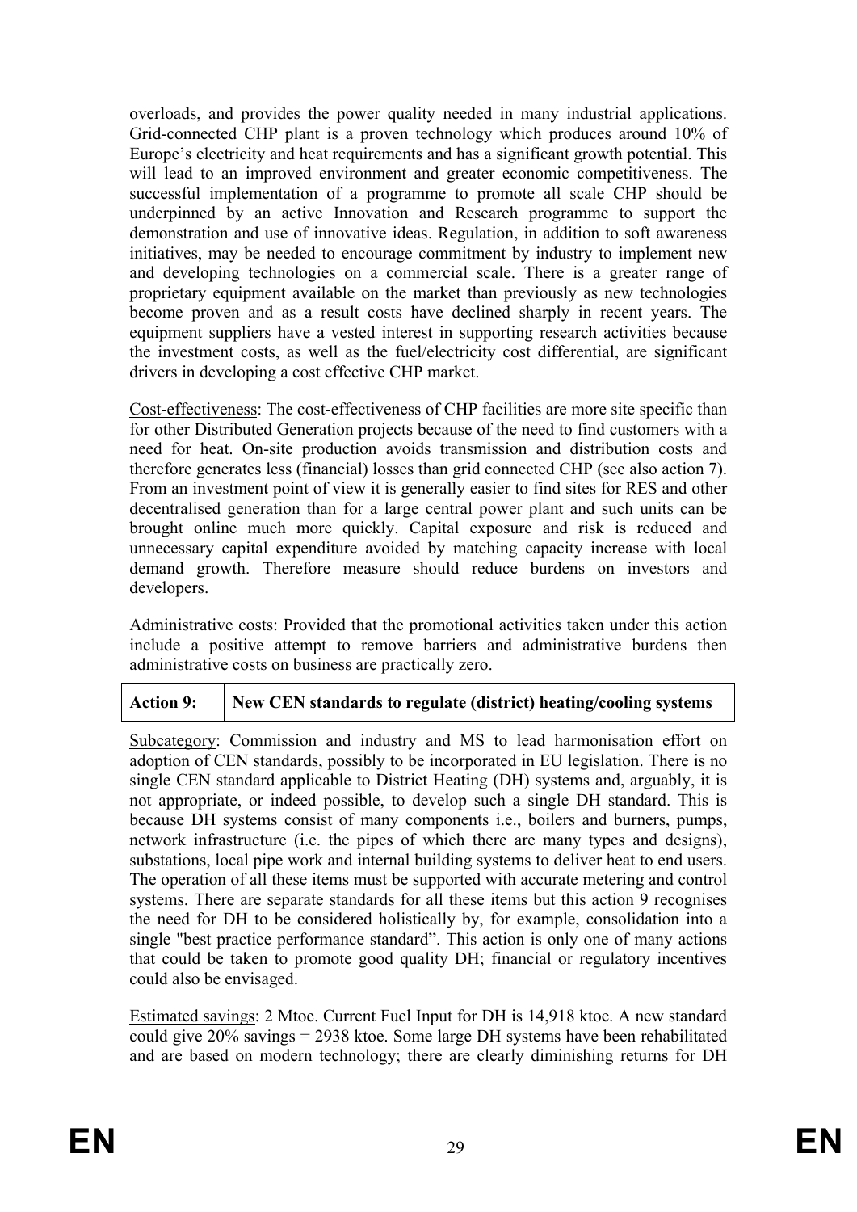overloads, and provides the power quality needed in many industrial applications. Grid-connected CHP plant is a proven technology which produces around 10% of Europe's electricity and heat requirements and has a significant growth potential. This will lead to an improved environment and greater economic competitiveness. The successful implementation of a programme to promote all scale CHP should be underpinned by an active Innovation and Research programme to support the demonstration and use of innovative ideas. Regulation, in addition to soft awareness initiatives, may be needed to encourage commitment by industry to implement new and developing technologies on a commercial scale. There is a greater range of proprietary equipment available on the market than previously as new technologies become proven and as a result costs have declined sharply in recent years. The equipment suppliers have a vested interest in supporting research activities because the investment costs, as well as the fuel/electricity cost differential, are significant drivers in developing a cost effective CHP market.

Cost-effectiveness: The cost-effectiveness of CHP facilities are more site specific than for other Distributed Generation projects because of the need to find customers with a need for heat. On-site production avoids transmission and distribution costs and therefore generates less (financial) losses than grid connected CHP (see also action 7). From an investment point of view it is generally easier to find sites for RES and other decentralised generation than for a large central power plant and such units can be brought online much more quickly. Capital exposure and risk is reduced and unnecessary capital expenditure avoided by matching capacity increase with local demand growth. Therefore measure should reduce burdens on investors and developers.

Administrative costs: Provided that the promotional activities taken under this action include a positive attempt to remove barriers and administrative burdens then administrative costs on business are practically zero.

| **Action 9:** | **New CEN standards to regulate (district) heating/cooling systems** |
|---|---|

Subcategory: Commission and industry and MS to lead harmonisation effort on adoption of CEN standards, possibly to be incorporated in EU legislation. There is no single CEN standard applicable to District Heating (DH) systems and, arguably, it is not appropriate, or indeed possible, to develop such a single DH standard. This is because DH systems consist of many components i.e., boilers and burners, pumps, network infrastructure (i.e. the pipes of which there are many types and designs), substations, local pipe work and internal building systems to deliver heat to end users. The operation of all these items must be supported with accurate metering and control systems. There are separate standards for all these items but this action 9 recognises the need for DH to be considered holistically by, for example, consolidation into a single "best practice performance standard". This action is only one of many actions that could be taken to promote good quality DH; financial or regulatory incentives could also be envisaged.

Estimated savings: 2 Mtoe. Current Fuel Input for DH is 14,918 ktoe. A new standard could give 20% savings = 2938 ktoe. Some large DH systems have been rehabilitated and are based on modern technology; there are clearly diminishing returns for DH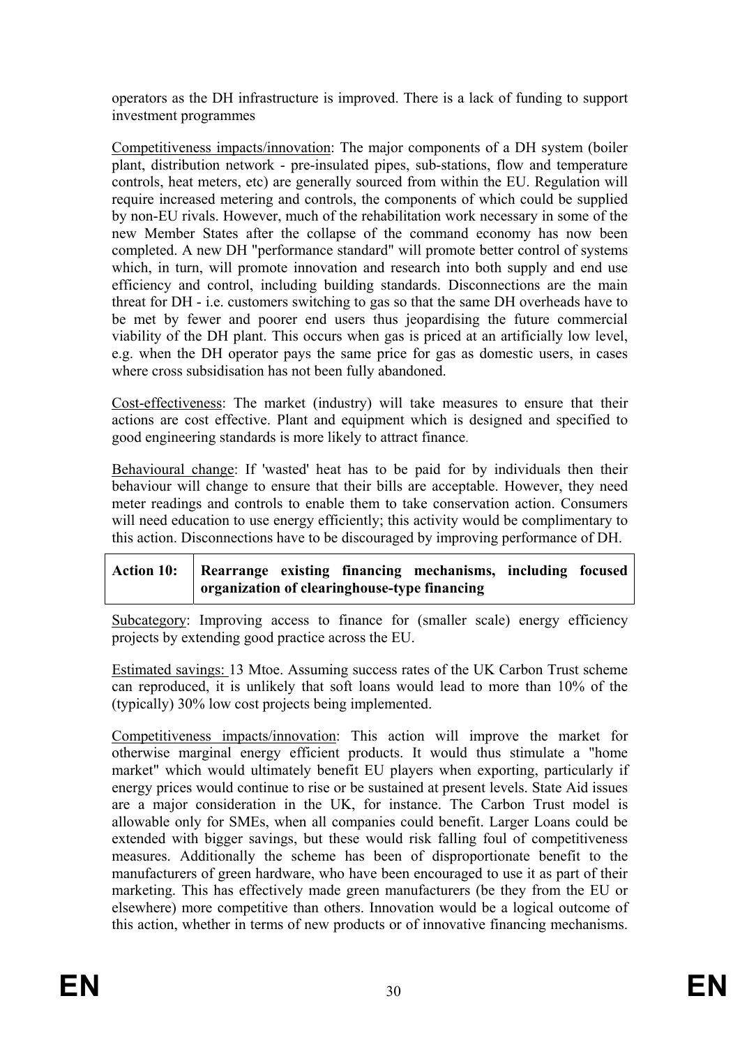operators as the DH infrastructure is improved. There is a lack of funding to support investment programmes

Competitiveness impacts/innovation: The major components of a DH system (boiler plant, distribution network - pre-insulated pipes, sub-stations, flow and temperature controls, heat meters, etc) are generally sourced from within the EU. Regulation will require increased metering and controls, the components of which could be supplied by non-EU rivals. However, much of the rehabilitation work necessary in some of the new Member States after the collapse of the command economy has now been completed. A new DH "performance standard" will promote better control of systems which, in turn, will promote innovation and research into both supply and end use efficiency and control, including building standards. Disconnections are the main threat for DH - i.e. customers switching to gas so that the same DH overheads have to be met by fewer and poorer end users thus jeopardising the future commercial viability of the DH plant. This occurs when gas is priced at an artificially low level, e.g. when the DH operator pays the same price for gas as domestic users, in cases where cross subsidisation has not been fully abandoned.

Cost-effectiveness: The market (industry) will take measures to ensure that their actions are cost effective. Plant and equipment which is designed and specified to good engineering standards is more likely to attract finance.

Behavioural change: If 'wasted' heat has to be paid for by individuals then their behaviour will change to ensure that their bills are acceptable. However, they need meter readings and controls to enable them to take conservation action. Consumers will need education to use energy efficiently; this activity would be complimentary to this action. Disconnections have to be discouraged by improving performance of DH.

| **Action 10:** | **Rearrange existing financing mechanisms, including focused organization of clearinghouse-type financing** |
|---|---|

Subcategory: Improving access to finance for (smaller scale) energy efficiency projects by extending good practice across the EU.

Estimated savings: 13 Mtoe. Assuming success rates of the UK Carbon Trust scheme can reproduced, it is unlikely that soft loans would lead to more than 10% of the (typically) 30% low cost projects being implemented.

Competitiveness impacts/innovation: This action will improve the market for otherwise marginal energy efficient products. It would thus stimulate a "home market" which would ultimately benefit EU players when exporting, particularly if energy prices would continue to rise or be sustained at present levels. State Aid issues are a major consideration in the UK, for instance. The Carbon Trust model is allowable only for SMEs, when all companies could benefit. Larger Loans could be extended with bigger savings, but these would risk falling foul of competitiveness measures. Additionally the scheme has been of disproportionate benefit to the manufacturers of green hardware, who have been encouraged to use it as part of their marketing. This has effectively made green manufacturers (be they from the EU or elsewhere) more competitive than others. Innovation would be a logical outcome of this action, whether in terms of new products or of innovative financing mechanisms.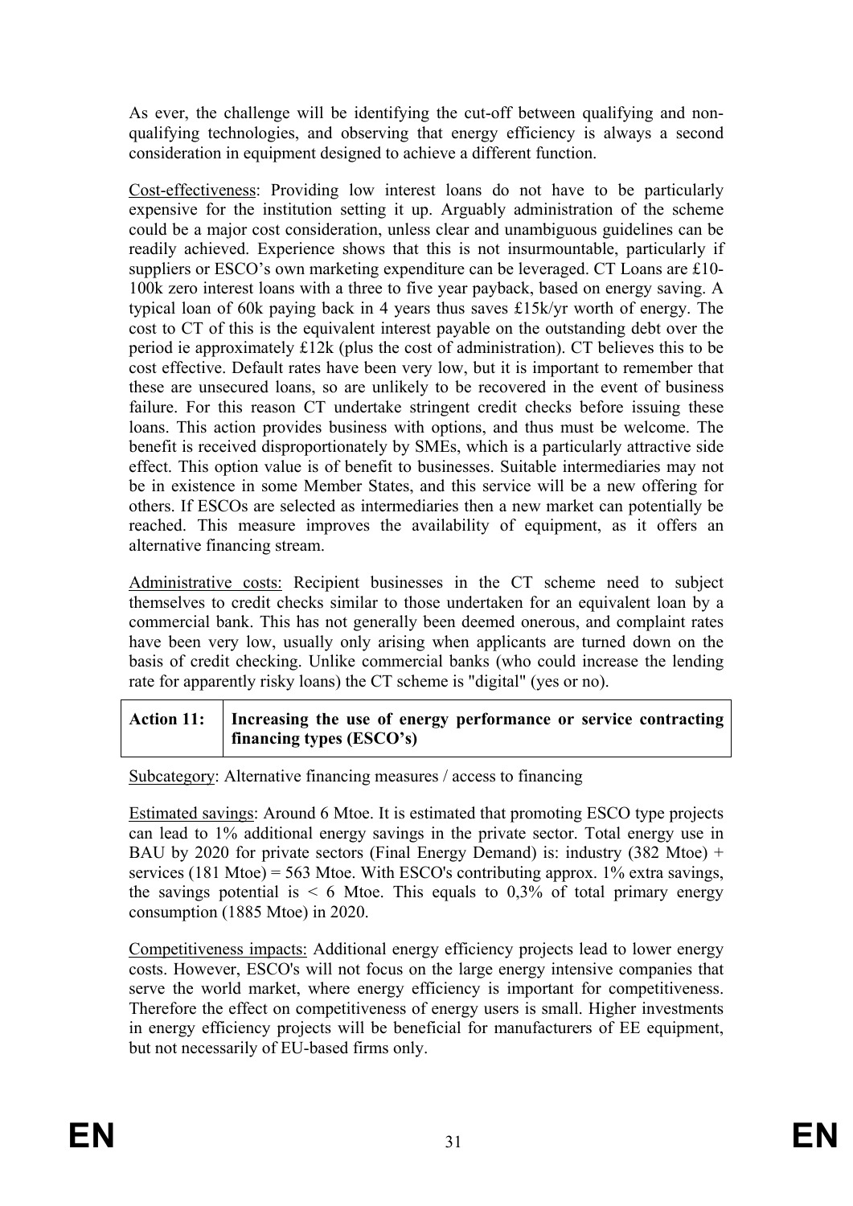As ever, the challenge will be identifying the cut-off between qualifying and non-qualifying technologies, and observing that energy efficiency is always a second consideration in equipment designed to achieve a different function.

Cost-effectiveness: Providing low interest loans do not have to be particularly expensive for the institution setting it up. Arguably administration of the scheme could be a major cost consideration, unless clear and unambiguous guidelines can be readily achieved. Experience shows that this is not insurmountable, particularly if suppliers or ESCO's own marketing expenditure can be leveraged. CT Loans are £10-100k zero interest loans with a three to five year payback, based on energy saving. A typical loan of 60k paying back in 4 years thus saves £15k/yr worth of energy. The cost to CT of this is the equivalent interest payable on the outstanding debt over the period ie approximately £12k (plus the cost of administration). CT believes this to be cost effective. Default rates have been very low, but it is important to remember that these are unsecured loans, so are unlikely to be recovered in the event of business failure. For this reason CT undertake stringent credit checks before issuing these loans. This action provides business with options, and thus must be welcome. The benefit is received disproportionately by SMEs, which is a particularly attractive side effect. This option value is of benefit to businesses. Suitable intermediaries may not be in existence in some Member States, and this service will be a new offering for others. If ESCOs are selected as intermediaries then a new market can potentially be reached. This measure improves the availability of equipment, as it offers an alternative financing stream.

Administrative costs: Recipient businesses in the CT scheme need to subject themselves to credit checks similar to those undertaken for an equivalent loan by a commercial bank. This has not generally been deemed onerous, and complaint rates have been very low, usually only arising when applicants are turned down on the basis of credit checking. Unlike commercial banks (who could increase the lending rate for apparently risky loans) the CT scheme is "digital" (yes or no).

| **Action 11:** | **Increasing the use of energy performance or service contracting financing types (ESCO's)** |
|---|---|

Subcategory: Alternative financing measures / access to financing

Estimated savings: Around 6 Mtoe. It is estimated that promoting ESCO type projects can lead to 1% additional energy savings in the private sector. Total energy use in BAU by 2020 for private sectors (Final Energy Demand) is: industry (382 Mtoe) + services (181 Mtoe) = 563 Mtoe. With ESCO's contributing approx. 1% extra savings, the savings potential is < 6 Mtoe. This equals to 0,3% of total primary energy consumption (1885 Mtoe) in 2020.

Competitiveness impacts: Additional energy efficiency projects lead to lower energy costs. However, ESCO's will not focus on the large energy intensive companies that serve the world market, where energy efficiency is important for competitiveness. Therefore the effect on competitiveness of energy users is small. Higher investments in energy efficiency projects will be beneficial for manufacturers of EE equipment, but not necessarily of EU-based firms only.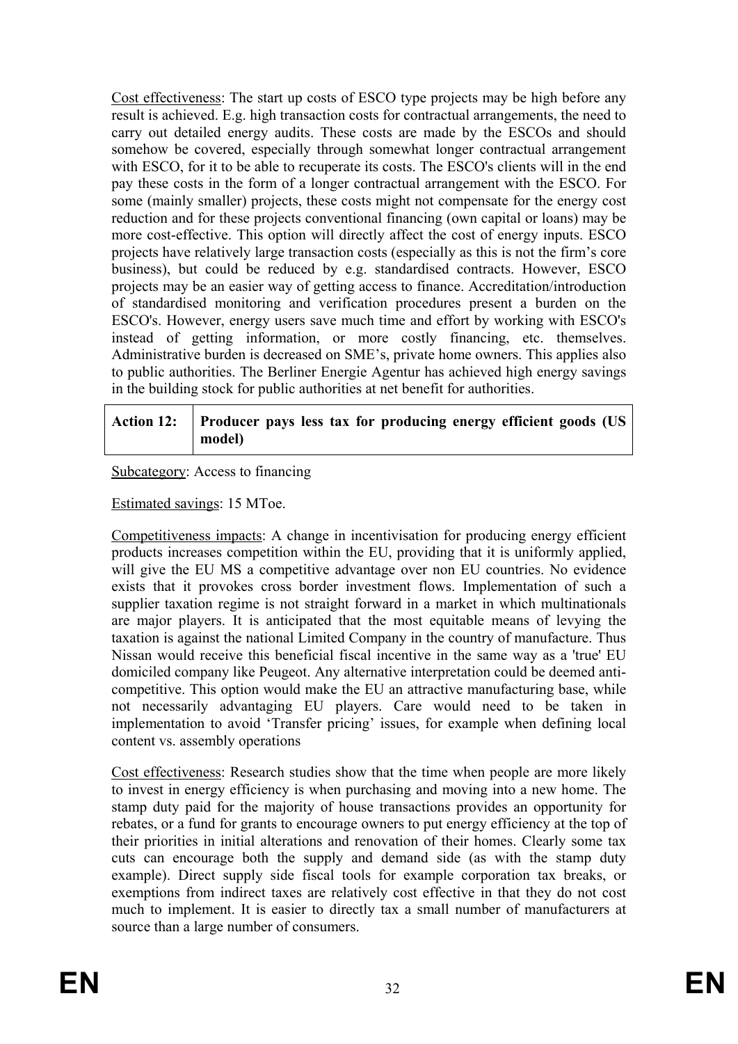Cost effectiveness: The start up costs of ESCO type projects may be high before any result is achieved. E.g. high transaction costs for contractual arrangements, the need to carry out detailed energy audits. These costs are made by the ESCOs and should somehow be covered, especially through somewhat longer contractual arrangement with ESCO, for it to be able to recuperate its costs. The ESCO's clients will in the end pay these costs in the form of a longer contractual arrangement with the ESCO. For some (mainly smaller) projects, these costs might not compensate for the energy cost reduction and for these projects conventional financing (own capital or loans) may be more cost-effective. This option will directly affect the cost of energy inputs. ESCO projects have relatively large transaction costs (especially as this is not the firm's core business), but could be reduced by e.g. standardised contracts. However, ESCO projects may be an easier way of getting access to finance. Accreditation/introduction of standardised monitoring and verification procedures present a burden on the ESCO's. However, energy users save much time and effort by working with ESCO's instead of getting information, or more costly financing, etc. themselves. Administrative burden is decreased on SME's, private home owners. This applies also to public authorities. The Berliner Energie Agentur has achieved high energy savings in the building stock for public authorities at net benefit for authorities.

| **Action 12:** | **Producer pays less tax for producing energy efficient goods (US model)** |
|---|---|

Subcategory: Access to financing

Estimated savings: 15 MToe.

Competitiveness impacts: A change in incentivisation for producing energy efficient products increases competition within the EU, providing that it is uniformly applied, will give the EU MS a competitive advantage over non EU countries. No evidence exists that it provokes cross border investment flows. Implementation of such a supplier taxation regime is not straight forward in a market in which multinationals are major players. It is anticipated that the most equitable means of levying the taxation is against the national Limited Company in the country of manufacture. Thus Nissan would receive this beneficial fiscal incentive in the same way as a 'true' EU domiciled company like Peugeot. Any alternative interpretation could be deemed anti-competitive. This option would make the EU an attractive manufacturing base, while not necessarily advantaging EU players. Care would need to be taken in implementation to avoid 'Transfer pricing' issues, for example when defining local content vs. assembly operations

Cost effectiveness: Research studies show that the time when people are more likely to invest in energy efficiency is when purchasing and moving into a new home. The stamp duty paid for the majority of house transactions provides an opportunity for rebates, or a fund for grants to encourage owners to put energy efficiency at the top of their priorities in initial alterations and renovation of their homes. Clearly some tax cuts can encourage both the supply and demand side (as with the stamp duty example). Direct supply side fiscal tools for example corporation tax breaks, or exemptions from indirect taxes are relatively cost effective in that they do not cost much to implement. It is easier to directly tax a small number of manufacturers at source than a large number of consumers.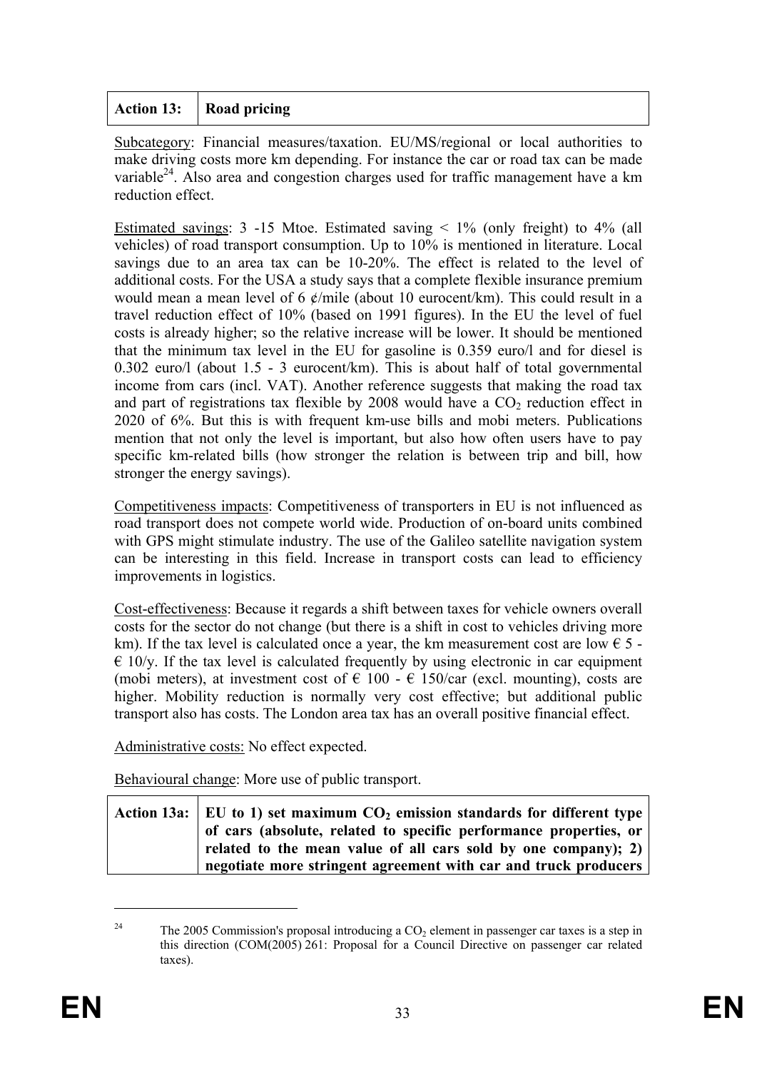| Action 13: | Road pricing |
|---|---|

Subcategory: Financial measures/taxation. EU/MS/regional or local authorities to make driving costs more km depending. For instance the car or road tax can be made variable[24]. Also area and congestion charges used for traffic management have a km reduction effect.

Estimated savings: 3 -15 Mtoe. Estimated saving < 1% (only freight) to 4% (all vehicles) of road transport consumption. Up to 10% is mentioned in literature. Local savings due to an area tax can be 10-20%. The effect is related to the level of additional costs. For the USA a study says that a complete flexible insurance premium would mean a mean level of 6 ¢/mile (about 10 eurocent/km). This could result in a travel reduction effect of 10% (based on 1991 figures). In the EU the level of fuel costs is already higher; so the relative increase will be lower. It should be mentioned that the minimum tax level in the EU for gasoline is 0.359 euro/l and for diesel is 0.302 euro/l (about 1.5 - 3 eurocent/km). This is about half of total governmental income from cars (incl. VAT). Another reference suggests that making the road tax and part of registrations tax flexible by 2008 would have a $CO_2$ reduction effect in 2020 of 6%. But this is with frequent km-use bills and mobi meters. Publications mention that not only the level is important, but also how often users have to pay specific km-related bills (how stronger the relation is between trip and bill, how stronger the energy savings).

Competitiveness impacts: Competitiveness of transporters in EU is not influenced as road transport does not compete world wide. Production of on-board units combined with GPS might stimulate industry. The use of the Galileo satellite navigation system can be interesting in this field. Increase in transport costs can lead to efficiency improvements in logistics.

Cost-effectiveness: Because it regards a shift between taxes for vehicle owners overall costs for the sector do not change (but there is a shift in cost to vehicles driving more km). If the tax level is calculated once a year, the km measurement cost are low € 5 - € 10/y. If the tax level is calculated frequently by using electronic in car equipment (mobi meters), at investment cost of € 100 - € 150/car (excl. mounting), costs are higher. Mobility reduction is normally very cost effective; but additional public transport also has costs. The London area tax has an overall positive financial effect.

Administrative costs: No effect expected.

Behavioural change: More use of public transport.

| Action 13a: | EU to 1) set maximum $CO_2$ emission standards for different type of cars (absolute, related to specific performance properties, or related to the mean value of all cars sold by one company); 2) negotiate more stringent agreement with car and truck producers |
|---|---|

[24] The 2005 Commission's proposal introducing a $CO_2$ element in passenger car taxes is a step in this direction (COM(2005) 261: Proposal for a Council Directive on passenger car related taxes).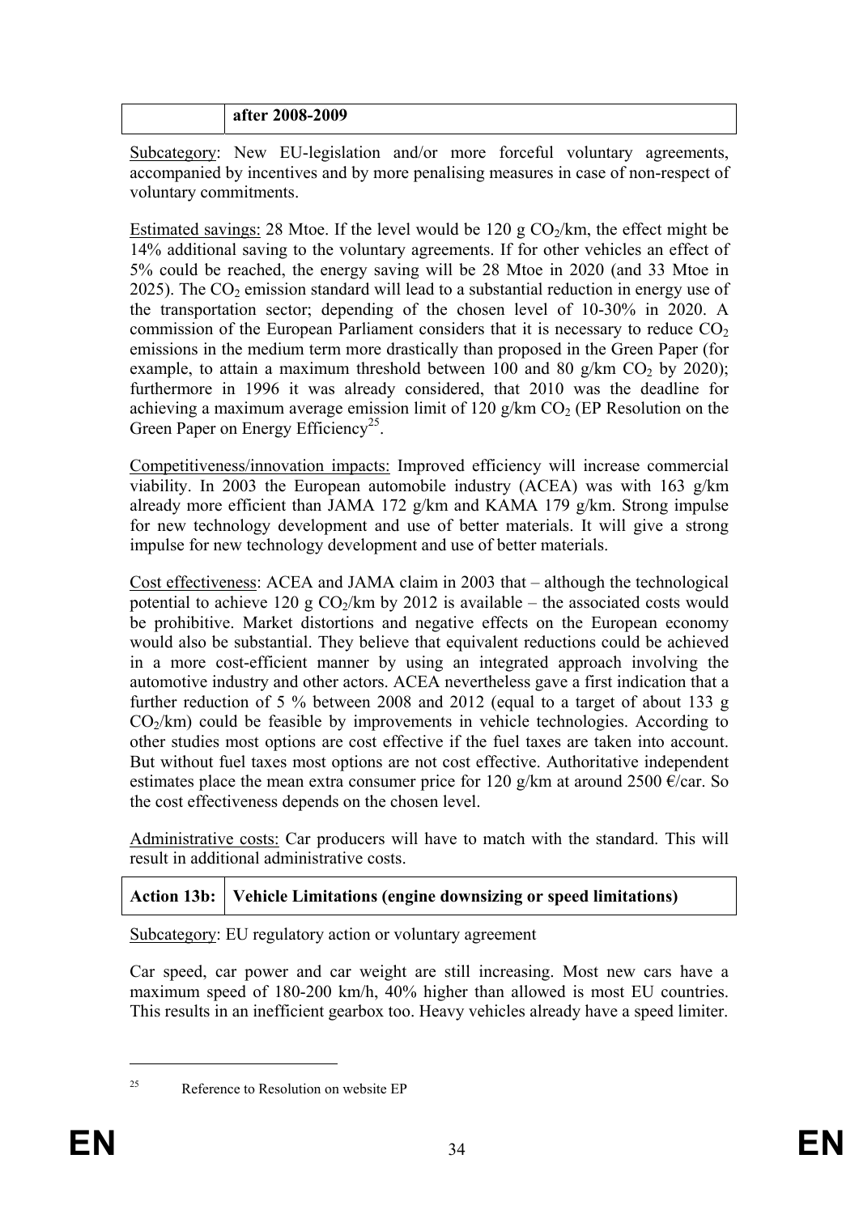|  | **after 2008-2009** |
|---|---|

Subcategory: New EU-legislation and/or more forceful voluntary agreements, accompanied by incentives and by more penalising measures in case of non-respect of voluntary commitments.

Estimated savings: 28 Mtoe. If the level would be 120 g $CO_2$/km, the effect might be 14% additional saving to the voluntary agreements. If for other vehicles an effect of 5% could be reached, the energy saving will be 28 Mtoe in 2020 (and 33 Mtoe in 2025). The $CO_2$ emission standard will lead to a substantial reduction in energy use of the transportation sector; depending of the chosen level of 10-30% in 2020. A commission of the European Parliament considers that it is necessary to reduce $CO_2$ emissions in the medium term more drastically than proposed in the Green Paper (for example, to attain a maximum threshold between 100 and 80 g/km $CO_2$ by 2020); furthermore in 1996 it was already considered, that 2010 was the deadline for achieving a maximum average emission limit of 120 g/km $CO_2$ (EP Resolution on the Green Paper on Energy Efficiency[25].

Competitiveness/innovation impacts: Improved efficiency will increase commercial viability. In 2003 the European automobile industry (ACEA) was with 163 g/km already more efficient than JAMA 172 g/km and KAMA 179 g/km. Strong impulse for new technology development and use of better materials. It will give a strong impulse for new technology development and use of better materials.

Cost effectiveness: ACEA and JAMA claim in 2003 that – although the technological potential to achieve 120 g $CO_2$/km by 2012 is available – the associated costs would be prohibitive. Market distortions and negative effects on the European economy would also be substantial. They believe that equivalent reductions could be achieved in a more cost-efficient manner by using an integrated approach involving the automotive industry and other actors. ACEA nevertheless gave a first indication that a further reduction of 5 % between 2008 and 2012 (equal to a target of about 133 g $CO_2$/km) could be feasible by improvements in vehicle technologies. According to other studies most options are cost effective if the fuel taxes are taken into account. But without fuel taxes most options are not cost effective. Authoritative independent estimates place the mean extra consumer price for 120 g/km at around 2500 €/car. So the cost effectiveness depends on the chosen level.

Administrative costs: Car producers will have to match with the standard. This will result in additional administrative costs.

| **Action 13b:** | **Vehicle Limitations (engine downsizing or speed limitations)** |
|---|---|

Subcategory: EU regulatory action or voluntary agreement

Car speed, car power and car weight are still increasing. Most new cars have a maximum speed of 180-200 km/h, 40% higher than allowed is most EU countries. This results in an inefficient gearbox too. Heavy vehicles already have a speed limiter.

[25] Reference to Resolution on website EP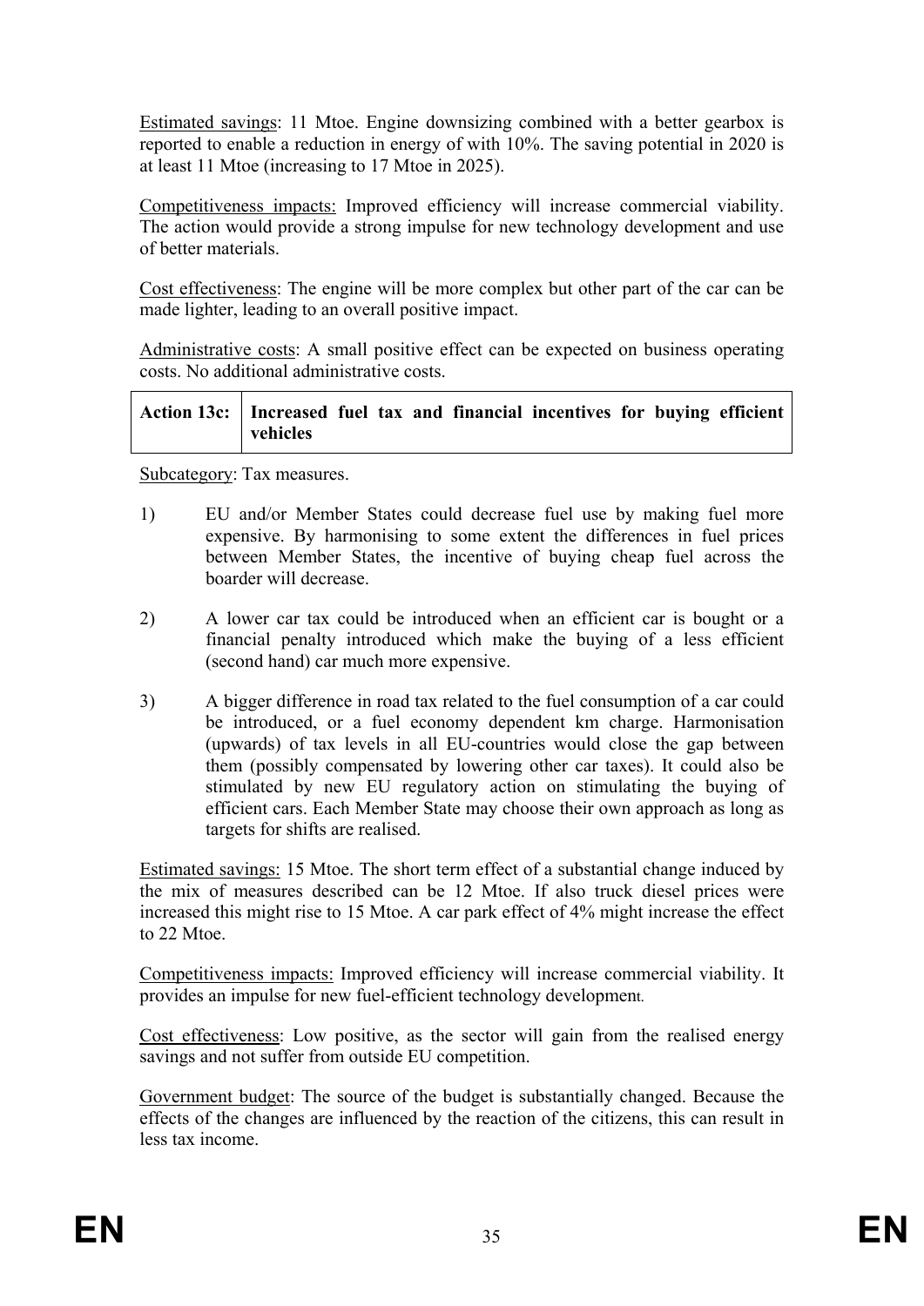Estimated savings: 11 Mtoe. Engine downsizing combined with a better gearbox is reported to enable a reduction in energy of with 10%. The saving potential in 2020 is at least 11 Mtoe (increasing to 17 Mtoe in 2025).

Competitiveness impacts: Improved efficiency will increase commercial viability. The action would provide a strong impulse for new technology development and use of better materials.

Cost effectiveness: The engine will be more complex but other part of the car can be made lighter, leading to an overall positive impact.

Administrative costs: A small positive effect can be expected on business operating costs. No additional administrative costs.

| **Action 13c:** | **Increased fuel tax and financial incentives for buying efficient vehicles** |
|---|---|

Subcategory: Tax measures.

1) EU and/or Member States could decrease fuel use by making fuel more expensive. By harmonising to some extent the differences in fuel prices between Member States, the incentive of buying cheap fuel across the boarder will decrease.

2) A lower car tax could be introduced when an efficient car is bought or a financial penalty introduced which make the buying of a less efficient (second hand) car much more expensive.

3) A bigger difference in road tax related to the fuel consumption of a car could be introduced, or a fuel economy dependent km charge. Harmonisation (upwards) of tax levels in all EU-countries would close the gap between them (possibly compensated by lowering other car taxes). It could also be stimulated by new EU regulatory action on stimulating the buying of efficient cars. Each Member State may choose their own approach as long as targets for shifts are realised.

Estimated savings: 15 Mtoe. The short term effect of a substantial change induced by the mix of measures described can be 12 Mtoe. If also truck diesel prices were increased this might rise to 15 Mtoe. A car park effect of 4% might increase the effect to 22 Mtoe.

Competitiveness impacts: Improved efficiency will increase commercial viability. It provides an impulse for new fuel-efficient technology development.

Cost effectiveness: Low positive, as the sector will gain from the realised energy savings and not suffer from outside EU competition.

Government budget: The source of the budget is substantially changed. Because the effects of the changes are influenced by the reaction of the citizens, this can result in less tax income.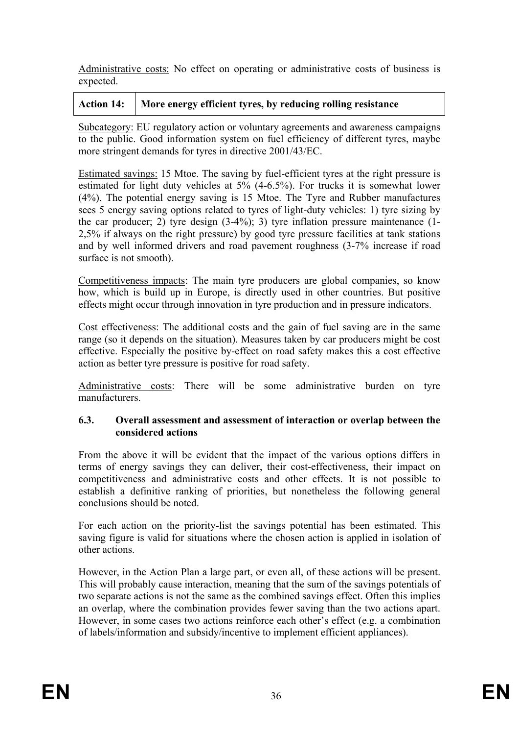Administrative costs: No effect on operating or administrative costs of business is expected.

| Action 14: | More energy efficient tyres, by reducing rolling resistance |
|---|---|

Subcategory: EU regulatory action or voluntary agreements and awareness campaigns to the public. Good information system on fuel efficiency of different tyres, maybe more stringent demands for tyres in directive 2001/43/EC.

Estimated savings: 15 Mtoe. The saving by fuel-efficient tyres at the right pressure is estimated for light duty vehicles at 5% (4-6.5%). For trucks it is somewhat lower (4%). The potential energy saving is 15 Mtoe. The Tyre and Rubber manufactures sees 5 energy saving options related to tyres of light-duty vehicles: 1) tyre sizing by the car producer; 2) tyre design (3-4%); 3) tyre inflation pressure maintenance (1-2,5% if always on the right pressure) by good tyre pressure facilities at tank stations and by well informed drivers and road pavement roughness (3-7% increase if road surface is not smooth).

Competitiveness impacts: The main tyre producers are global companies, so know how, which is build up in Europe, is directly used in other countries. But positive effects might occur through innovation in tyre production and in pressure indicators.

Cost effectiveness: The additional costs and the gain of fuel saving are in the same range (so it depends on the situation). Measures taken by car producers might be cost effective. Especially the positive by-effect on road safety makes this a cost effective action as better tyre pressure is positive for road safety.

Administrative costs: There will be some administrative burden on tyre manufacturers.

### 6.3. Overall assessment and assessment of interaction or overlap between the considered actions

From the above it will be evident that the impact of the various options differs in terms of energy savings they can deliver, their cost-effectiveness, their impact on competitiveness and administrative costs and other effects. It is not possible to establish a definitive ranking of priorities, but nonetheless the following general conclusions should be noted.

For each action on the priority-list the savings potential has been estimated. This saving figure is valid for situations where the chosen action is applied in isolation of other actions.

However, in the Action Plan a large part, or even all, of these actions will be present. This will probably cause interaction, meaning that the sum of the savings potentials of two separate actions is not the same as the combined savings effect. Often this implies an overlap, where the combination provides fewer saving than the two actions apart. However, in some cases two actions reinforce each other's effect (e.g. a combination of labels/information and subsidy/incentive to implement efficient appliances).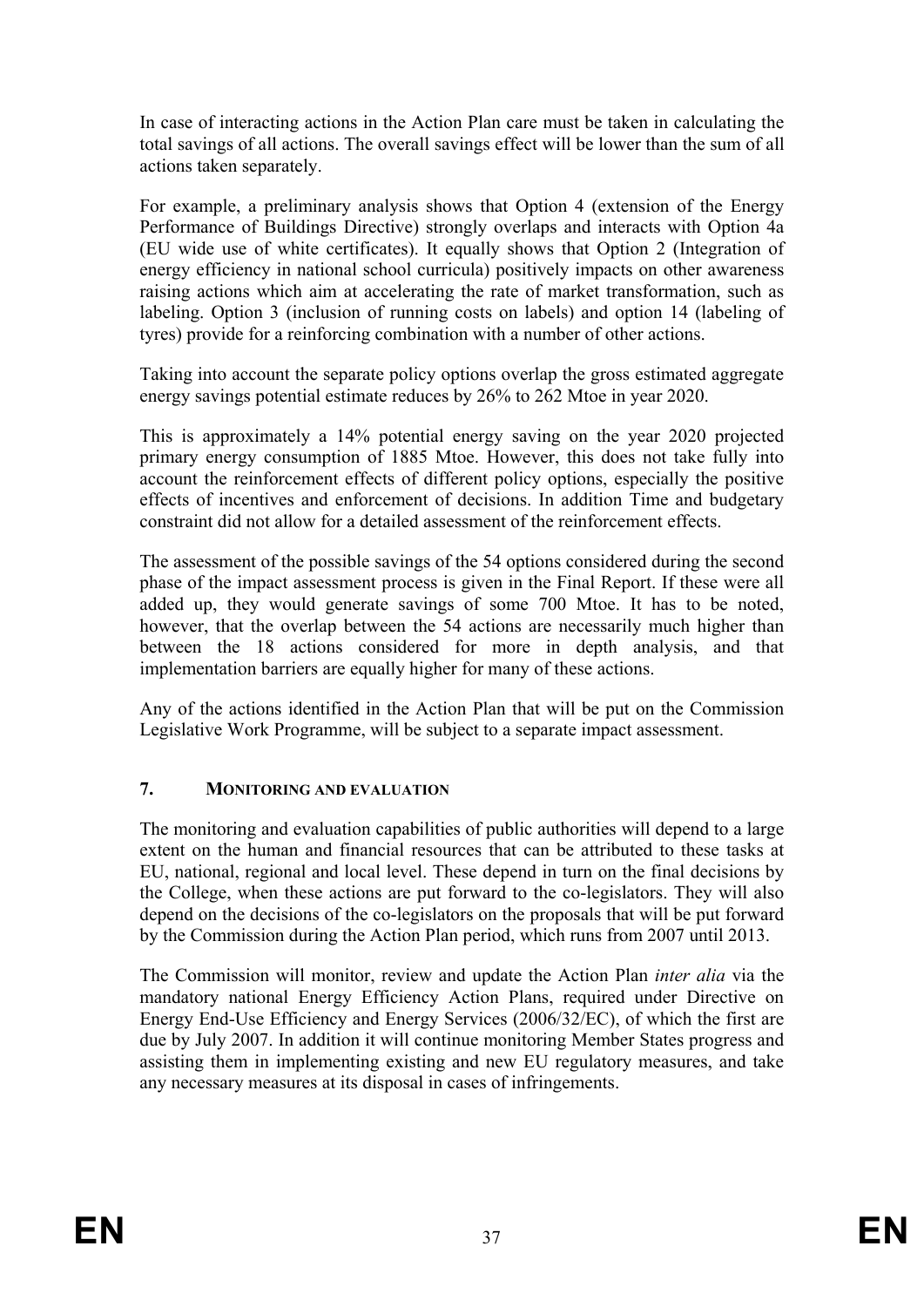In case of interacting actions in the Action Plan care must be taken in calculating the total savings of all actions. The overall savings effect will be lower than the sum of all actions taken separately.

For example, a preliminary analysis shows that Option 4 (extension of the Energy Performance of Buildings Directive) strongly overlaps and interacts with Option 4a (EU wide use of white certificates). It equally shows that Option 2 (Integration of energy efficiency in national school curricula) positively impacts on other awareness raising actions which aim at accelerating the rate of market transformation, such as labeling. Option 3 (inclusion of running costs on labels) and option 14 (labeling of tyres) provide for a reinforcing combination with a number of other actions.

Taking into account the separate policy options overlap the gross estimated aggregate energy savings potential estimate reduces by 26% to 262 Mtoe in year 2020.

This is approximately a 14% potential energy saving on the year 2020 projected primary energy consumption of 1885 Mtoe. However, this does not take fully into account the reinforcement effects of different policy options, especially the positive effects of incentives and enforcement of decisions. In addition Time and budgetary constraint did not allow for a detailed assessment of the reinforcement effects.

The assessment of the possible savings of the 54 options considered during the second phase of the impact assessment process is given in the Final Report. If these were all added up, they would generate savings of some 700 Mtoe. It has to be noted, however, that the overlap between the 54 actions are necessarily much higher than between the 18 actions considered for more in depth analysis, and that implementation barriers are equally higher for many of these actions.

Any of the actions identified in the Action Plan that will be put on the Commission Legislative Work Programme, will be subject to a separate impact assessment.

## 7. MONITORING AND EVALUATION

The monitoring and evaluation capabilities of public authorities will depend to a large extent on the human and financial resources that can be attributed to these tasks at EU, national, regional and local level. These depend in turn on the final decisions by the College, when these actions are put forward to the co-legislators. They will also depend on the decisions of the co-legislators on the proposals that will be put forward by the Commission during the Action Plan period, which runs from 2007 until 2013.

The Commission will monitor, review and update the Action Plan *inter alia* via the mandatory national Energy Efficiency Action Plans, required under Directive on Energy End-Use Efficiency and Energy Services (2006/32/EC), of which the first are due by July 2007. In addition it will continue monitoring Member States progress and assisting them in implementing existing and new EU regulatory measures, and take any necessary measures at its disposal in cases of infringements.